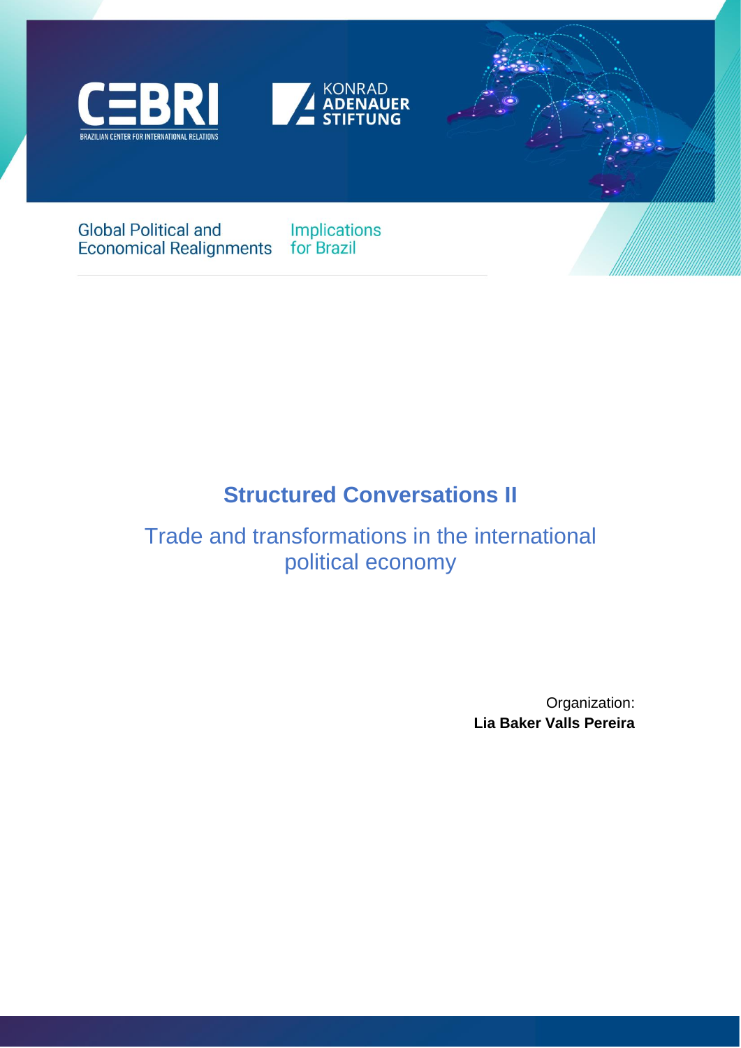CEBRI
BRAZILIAN CENTER FOR INTERNATIONAL RELATIONS

KONRAD ADENAUER STIFTUNG

Global Political and Economical Realignments

Implications for Brazil

# Structured Conversations II

## Trade and transformations in the international political economy

Organization:
**Lia Baker Valls Pereira**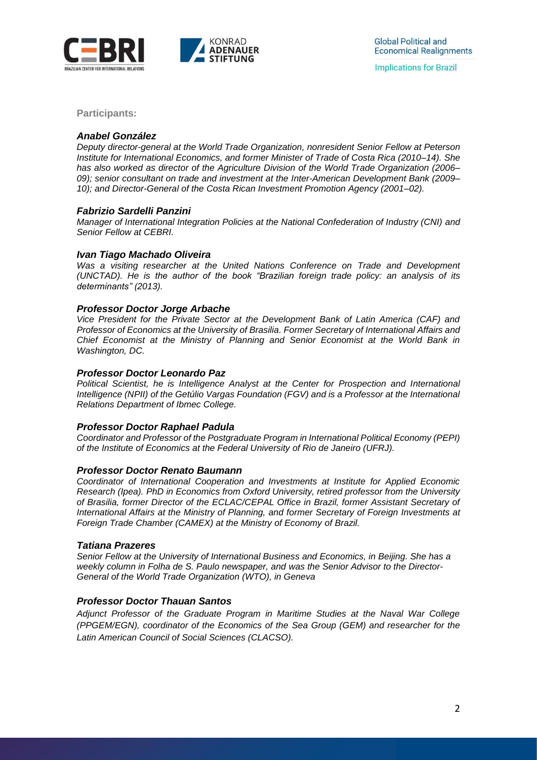**Participants:**

***Anabel González***

*Deputy director-general at the World Trade Organization, nonresident Senior Fellow at Peterson Institute for International Economics, and former Minister of Trade of Costa Rica (2010–14). She has also worked as director of the Agriculture Division of the World Trade Organization (2006–09); senior consultant on trade and investment at the Inter-American Development Bank (2009–10); and Director-General of the Costa Rican Investment Promotion Agency (2001–02).*

***Fabrizio Sardelli Panzini***

*Manager of International Integration Policies at the National Confederation of Industry (CNI) and Senior Fellow at CEBRI.*

***Ivan Tiago Machado Oliveira***

*Was a visiting researcher at the United Nations Conference on Trade and Development (UNCTAD). He is the author of the book "Brazilian foreign trade policy: an analysis of its determinants" (2013).*

***Professor Doctor Jorge Arbache***

*Vice President for the Private Sector at the Development Bank of Latin America (CAF) and Professor of Economics at the University of Brasilia. Former Secretary of International Affairs and Chief Economist at the Ministry of Planning and Senior Economist at the World Bank in Washington, DC.*

***Professor Doctor Leonardo Paz***

*Political Scientist, he is Intelligence Analyst at the Center for Prospection and International Intelligence (NPII) of the Getúlio Vargas Foundation (FGV) and is a Professor at the International Relations Department of Ibmec College.*

***Professor Doctor Raphael Padula***

*Coordinator and Professor of the Postgraduate Program in International Political Economy (PEPI) of the Institute of Economics at the Federal University of Rio de Janeiro (UFRJ).*

***Professor Doctor Renato Baumann***

*Coordinator of International Cooperation and Investments at Institute for Applied Economic Research (Ipea). PhD in Economics from Oxford University, retired professor from the University of Brasilia, former Director of the ECLAC/CEPAL Office in Brazil, former Assistant Secretary of International Affairs at the Ministry of Planning, and former Secretary of Foreign Investments at Foreign Trade Chamber (CAMEX) at the Ministry of Economy of Brazil.*

***Tatiana Prazeres***

*Senior Fellow at the University of International Business and Economics, in Beijing. She has a weekly column in Folha de S. Paulo newspaper, and was the Senior Advisor to the Director-General of the World Trade Organization (WTO), in Geneva*

***Professor Doctor Thauan Santos***

*Adjunct Professor of the Graduate Program in Maritime Studies at the Naval War College (PPGEM/EGN), coordinator of the Economics of the Sea Group (GEM) and researcher for the Latin American Council of Social Sciences (CLACSO).*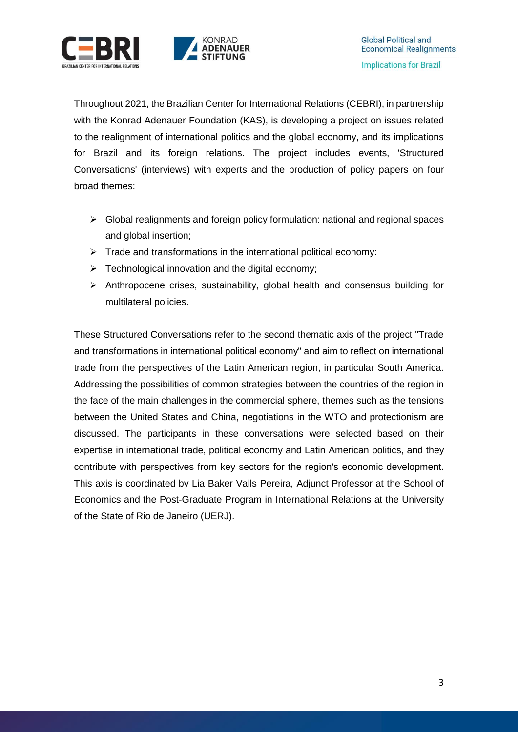Throughout 2021, the Brazilian Center for International Relations (CEBRI), in partnership with the Konrad Adenauer Foundation (KAS), is developing a project on issues related to the realignment of international politics and the global economy, and its implications for Brazil and its foreign relations. The project includes events, 'Structured Conversations' (interviews) with experts and the production of policy papers on four broad themes:

- Global realignments and foreign policy formulation: national and regional spaces and global insertion;
- Trade and transformations in the international political economy:
- Technological innovation and the digital economy;
- Anthropocene crises, sustainability, global health and consensus building for multilateral policies.

These Structured Conversations refer to the second thematic axis of the project "Trade and transformations in international political economy" and aim to reflect on international trade from the perspectives of the Latin American region, in particular South America. Addressing the possibilities of common strategies between the countries of the region in the face of the main challenges in the commercial sphere, themes such as the tensions between the United States and China, negotiations in the WTO and protectionism are discussed. The participants in these conversations were selected based on their expertise in international trade, political economy and Latin American politics, and they contribute with perspectives from key sectors for the region's economic development. This axis is coordinated by Lia Baker Valls Pereira, Adjunct Professor at the School of Economics and the Post-Graduate Program in International Relations at the University of the State of Rio de Janeiro (UERJ).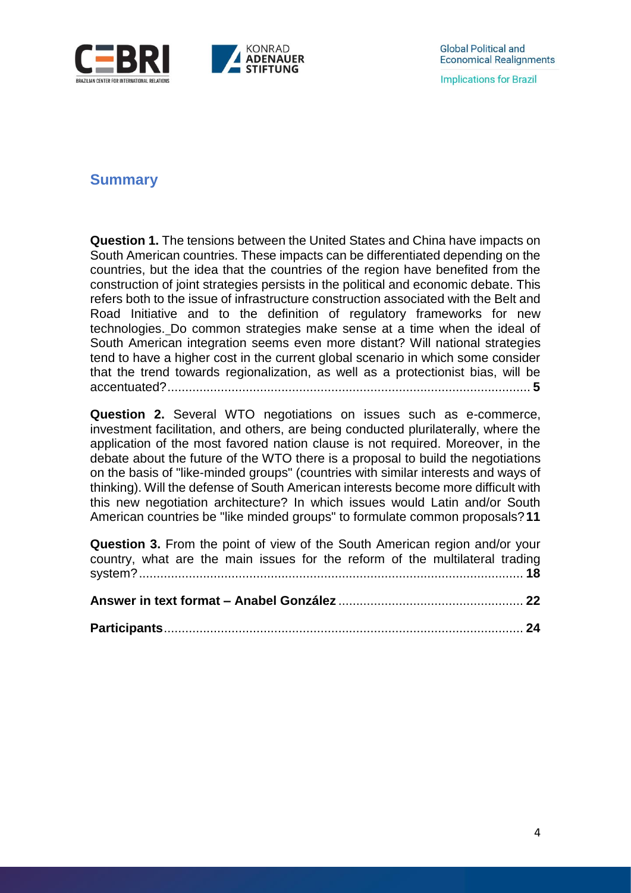## Summary

**Question 1.** The tensions between the United States and China have impacts on South American countries. These impacts can be differentiated depending on the countries, but the idea that the countries of the region have benefited from the construction of joint strategies persists in the political and economic debate. This refers both to the issue of infrastructure construction associated with the Belt and Road Initiative and to the definition of regulatory frameworks for new technologies. Do common strategies make sense at a time when the ideal of South American integration seems even more distant? Will national strategies tend to have a higher cost in the current global scenario in which some consider that the trend towards regionalization, as well as a protectionist bias, will be accentuated?...................................................................................................... **5**

**Question 2.** Several WTO negotiations on issues such as e-commerce, investment facilitation, and others, are being conducted plurilaterally, where the application of the most favored nation clause is not required. Moreover, in the debate about the future of the WTO there is a proposal to build the negotiations on the basis of "like-minded groups" (countries with similar interests and ways of thinking). Will the defense of South American interests become more difficult with this new negotiation architecture? In which issues would Latin and/or South American countries be "like minded groups" to formulate common proposals? **11**

**Question 3.** From the point of view of the South American region and/or your country, what are the main issues for the reform of the multilateral trading system?........................................................................................................... **18**

**Answer in text format – Anabel González** .................................................... **22**

**Participants**..................................................................................................... **24**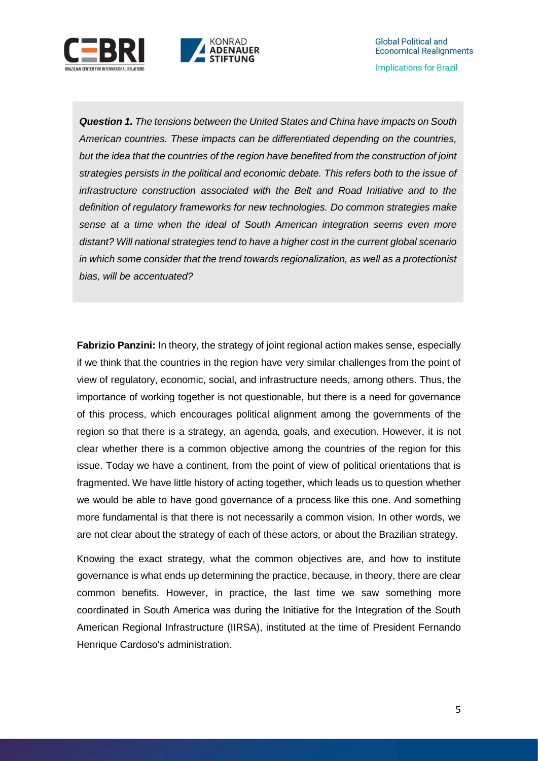***Question 1.*** *The tensions between the United States and China have impacts on South American countries. These impacts can be differentiated depending on the countries, but the idea that the countries of the region have benefited from the construction of joint strategies persists in the political and economic debate. This refers both to the issue of infrastructure construction associated with the Belt and Road Initiative and to the definition of regulatory frameworks for new technologies. Do common strategies make sense at a time when the ideal of South American integration seems even more distant? Will national strategies tend to have a higher cost in the current global scenario in which some consider that the trend towards regionalization, as well as a protectionist bias, will be accentuated?*

**Fabrizio Panzini:** In theory, the strategy of joint regional action makes sense, especially if we think that the countries in the region have very similar challenges from the point of view of regulatory, economic, social, and infrastructure needs, among others. Thus, the importance of working together is not questionable, but there is a need for governance of this process, which encourages political alignment among the governments of the region so that there is a strategy, an agenda, goals, and execution. However, it is not clear whether there is a common objective among the countries of the region for this issue. Today we have a continent, from the point of view of political orientations that is fragmented. We have little history of acting together, which leads us to question whether we would be able to have good governance of a process like this one. And something more fundamental is that there is not necessarily a common vision. In other words, we are not clear about the strategy of each of these actors, or about the Brazilian strategy.

Knowing the exact strategy, what the common objectives are, and how to institute governance is what ends up determining the practice, because, in theory, there are clear common benefits. However, in practice, the last time we saw something more coordinated in South America was during the Initiative for the Integration of the South American Regional Infrastructure (IIRSA), instituted at the time of President Fernando Henrique Cardoso's administration.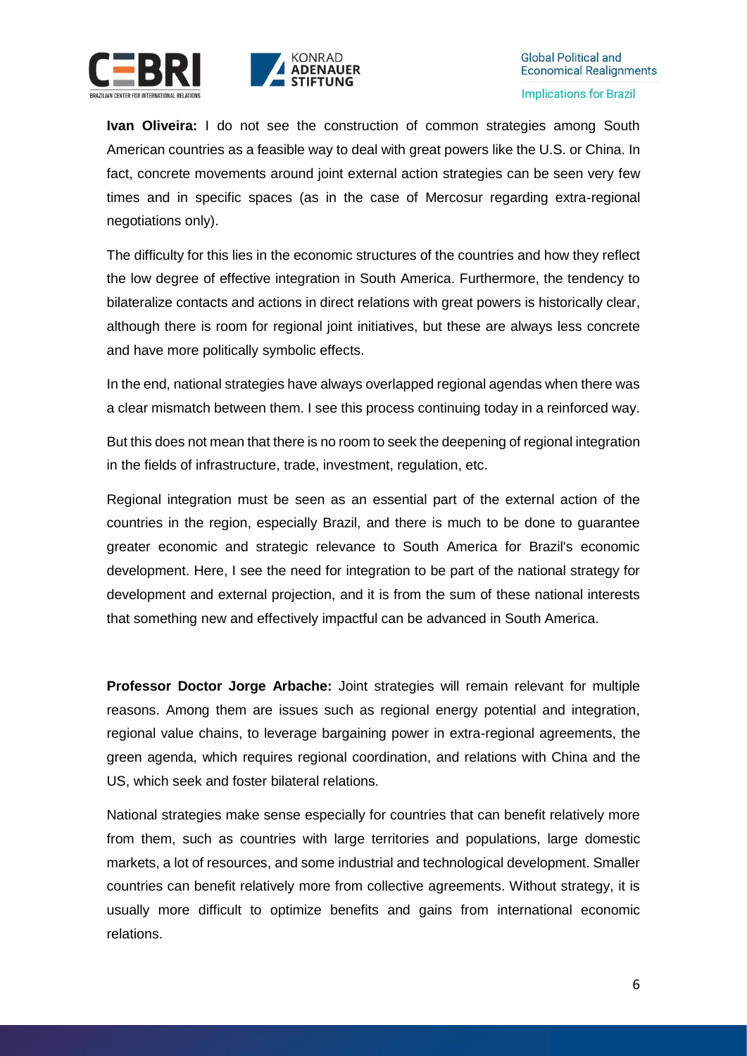**Ivan Oliveira:** I do not see the construction of common strategies among South American countries as a feasible way to deal with great powers like the U.S. or China. In fact, concrete movements around joint external action strategies can be seen very few times and in specific spaces (as in the case of Mercosur regarding extra-regional negotiations only).

The difficulty for this lies in the economic structures of the countries and how they reflect the low degree of effective integration in South America. Furthermore, the tendency to bilateralize contacts and actions in direct relations with great powers is historically clear, although there is room for regional joint initiatives, but these are always less concrete and have more politically symbolic effects.

In the end, national strategies have always overlapped regional agendas when there was a clear mismatch between them. I see this process continuing today in a reinforced way.

But this does not mean that there is no room to seek the deepening of regional integration in the fields of infrastructure, trade, investment, regulation, etc.

Regional integration must be seen as an essential part of the external action of the countries in the region, especially Brazil, and there is much to be done to guarantee greater economic and strategic relevance to South America for Brazil's economic development. Here, I see the need for integration to be part of the national strategy for development and external projection, and it is from the sum of these national interests that something new and effectively impactful can be advanced in South America.

**Professor Doctor Jorge Arbache:** Joint strategies will remain relevant for multiple reasons. Among them are issues such as regional energy potential and integration, regional value chains, to leverage bargaining power in extra-regional agreements, the green agenda, which requires regional coordination, and relations with China and the US, which seek and foster bilateral relations.

National strategies make sense especially for countries that can benefit relatively more from them, such as countries with large territories and populations, large domestic markets, a lot of resources, and some industrial and technological development. Smaller countries can benefit relatively more from collective agreements. Without strategy, it is usually more difficult to optimize benefits and gains from international economic relations.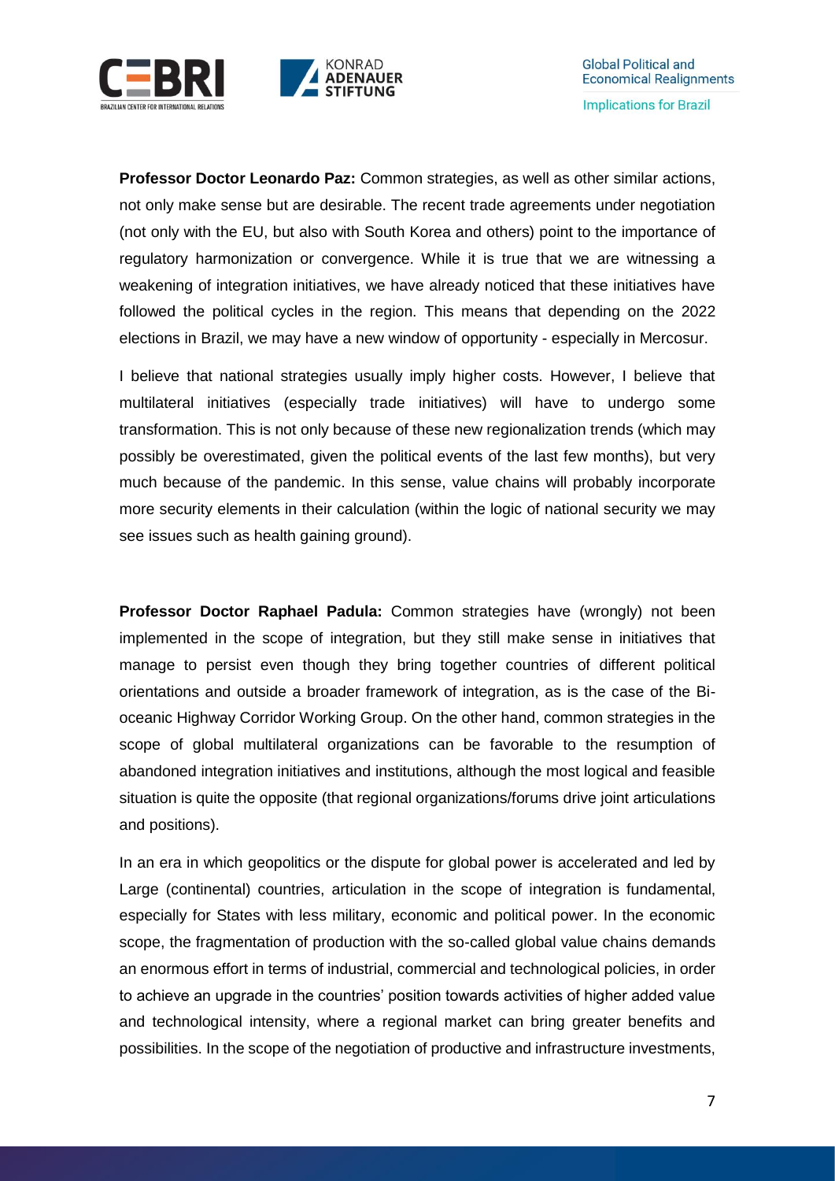**Professor Doctor Leonardo Paz:** Common strategies, as well as other similar actions, not only make sense but are desirable. The recent trade agreements under negotiation (not only with the EU, but also with South Korea and others) point to the importance of regulatory harmonization or convergence. While it is true that we are witnessing a weakening of integration initiatives, we have already noticed that these initiatives have followed the political cycles in the region. This means that depending on the 2022 elections in Brazil, we may have a new window of opportunity - especially in Mercosur.

I believe that national strategies usually imply higher costs. However, I believe that multilateral initiatives (especially trade initiatives) will have to undergo some transformation. This is not only because of these new regionalization trends (which may possibly be overestimated, given the political events of the last few months), but very much because of the pandemic. In this sense, value chains will probably incorporate more security elements in their calculation (within the logic of national security we may see issues such as health gaining ground).

**Professor Doctor Raphael Padula:** Common strategies have (wrongly) not been implemented in the scope of integration, but they still make sense in initiatives that manage to persist even though they bring together countries of different political orientations and outside a broader framework of integration, as is the case of the Bi-oceanic Highway Corridor Working Group. On the other hand, common strategies in the scope of global multilateral organizations can be favorable to the resumption of abandoned integration initiatives and institutions, although the most logical and feasible situation is quite the opposite (that regional organizations/forums drive joint articulations and positions).

In an era in which geopolitics or the dispute for global power is accelerated and led by Large (continental) countries, articulation in the scope of integration is fundamental, especially for States with less military, economic and political power. In the economic scope, the fragmentation of production with the so-called global value chains demands an enormous effort in terms of industrial, commercial and technological policies, in order to achieve an upgrade in the countries' position towards activities of higher added value and technological intensity, where a regional market can bring greater benefits and possibilities. In the scope of the negotiation of productive and infrastructure investments,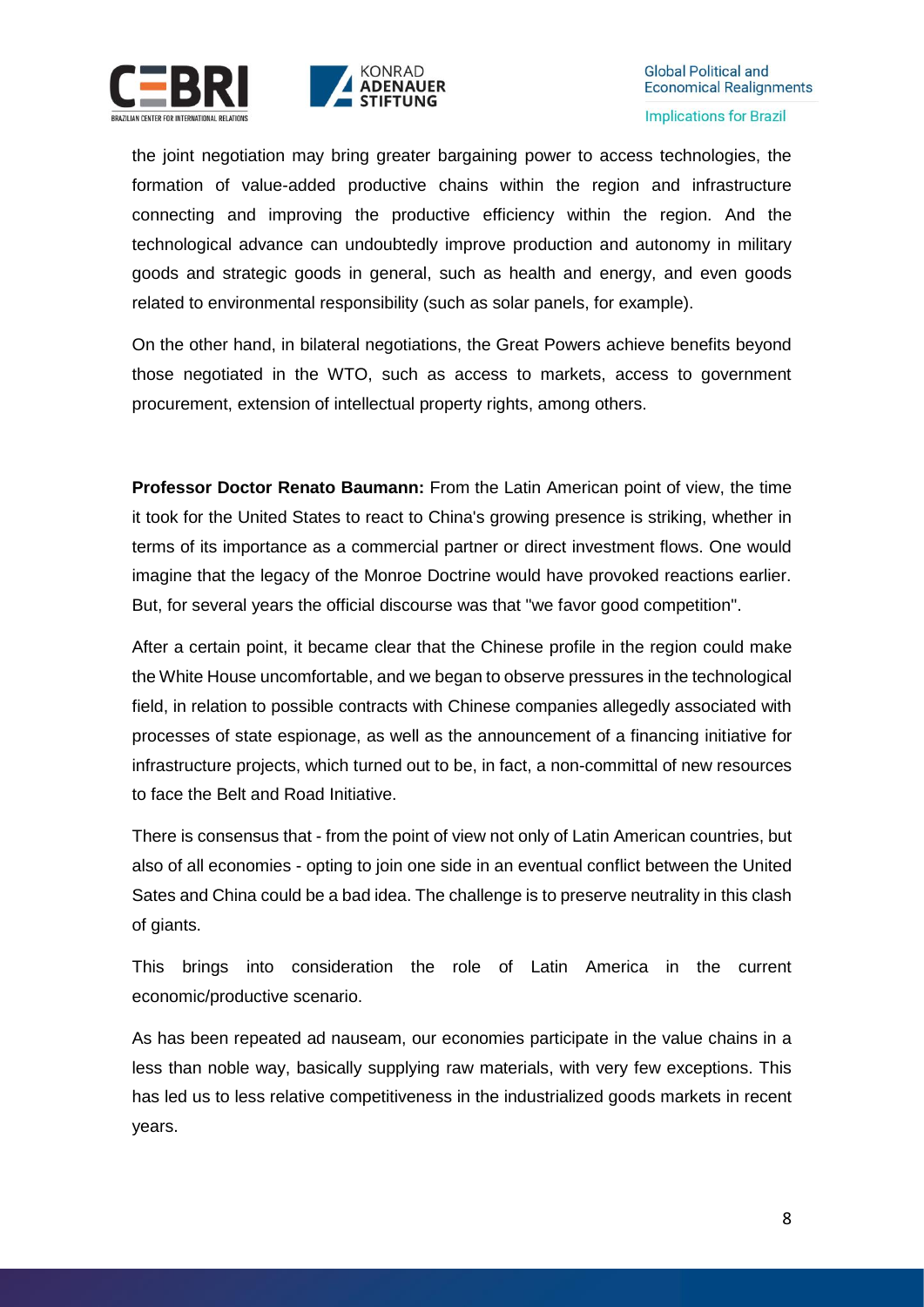the joint negotiation may bring greater bargaining power to access technologies, the formation of value-added productive chains within the region and infrastructure connecting and improving the productive efficiency within the region. And the technological advance can undoubtedly improve production and autonomy in military goods and strategic goods in general, such as health and energy, and even goods related to environmental responsibility (such as solar panels, for example).

On the other hand, in bilateral negotiations, the Great Powers achieve benefits beyond those negotiated in the WTO, such as access to markets, access to government procurement, extension of intellectual property rights, among others.

**Professor Doctor Renato Baumann:** From the Latin American point of view, the time it took for the United States to react to China's growing presence is striking, whether in terms of its importance as a commercial partner or direct investment flows. One would imagine that the legacy of the Monroe Doctrine would have provoked reactions earlier. But, for several years the official discourse was that "we favor good competition".

After a certain point, it became clear that the Chinese profile in the region could make the White House uncomfortable, and we began to observe pressures in the technological field, in relation to possible contracts with Chinese companies allegedly associated with processes of state espionage, as well as the announcement of a financing initiative for infrastructure projects, which turned out to be, in fact, a non-committal of new resources to face the Belt and Road Initiative.

There is consensus that - from the point of view not only of Latin American countries, but also of all economies - opting to join one side in an eventual conflict between the United Sates and China could be a bad idea. The challenge is to preserve neutrality in this clash of giants.

This brings into consideration the role of Latin America in the current economic/productive scenario.

As has been repeated ad nauseam, our economies participate in the value chains in a less than noble way, basically supplying raw materials, with very few exceptions. This has led us to less relative competitiveness in the industrialized goods markets in recent years.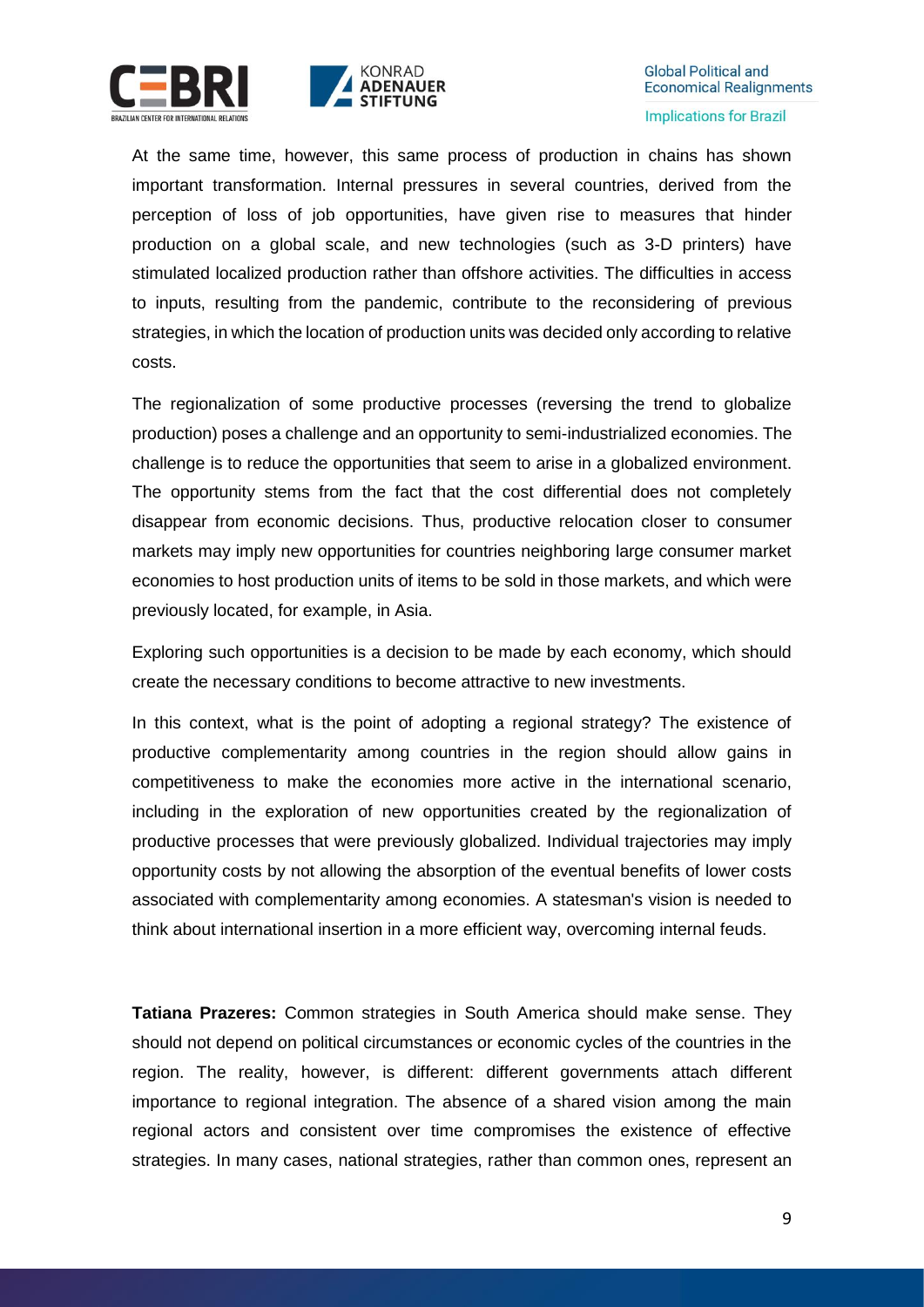At the same time, however, this same process of production in chains has shown important transformation. Internal pressures in several countries, derived from the perception of loss of job opportunities, have given rise to measures that hinder production on a global scale, and new technologies (such as 3-D printers) have stimulated localized production rather than offshore activities. The difficulties in access to inputs, resulting from the pandemic, contribute to the reconsidering of previous strategies, in which the location of production units was decided only according to relative costs.

The regionalization of some productive processes (reversing the trend to globalize production) poses a challenge and an opportunity to semi-industrialized economies. The challenge is to reduce the opportunities that seem to arise in a globalized environment. The opportunity stems from the fact that the cost differential does not completely disappear from economic decisions. Thus, productive relocation closer to consumer markets may imply new opportunities for countries neighboring large consumer market economies to host production units of items to be sold in those markets, and which were previously located, for example, in Asia.

Exploring such opportunities is a decision to be made by each economy, which should create the necessary conditions to become attractive to new investments.

In this context, what is the point of adopting a regional strategy? The existence of productive complementarity among countries in the region should allow gains in competitiveness to make the economies more active in the international scenario, including in the exploration of new opportunities created by the regionalization of productive processes that were previously globalized. Individual trajectories may imply opportunity costs by not allowing the absorption of the eventual benefits of lower costs associated with complementarity among economies. A statesman's vision is needed to think about international insertion in a more efficient way, overcoming internal feuds.

**Tatiana Prazeres:** Common strategies in South America should make sense. They should not depend on political circumstances or economic cycles of the countries in the region. The reality, however, is different: different governments attach different importance to regional integration. The absence of a shared vision among the main regional actors and consistent over time compromises the existence of effective strategies. In many cases, national strategies, rather than common ones, represent an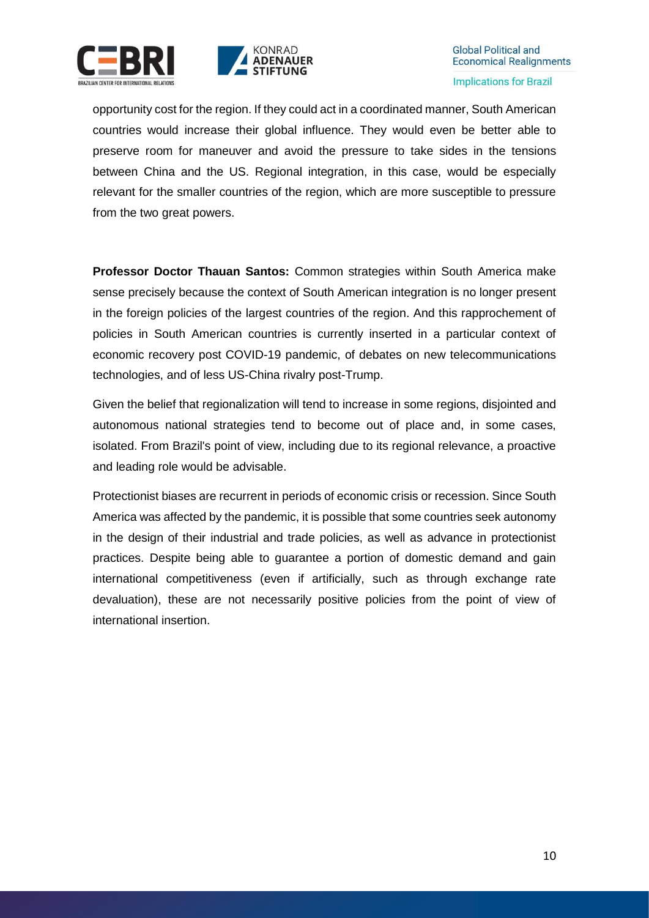opportunity cost for the region. If they could act in a coordinated manner, South American countries would increase their global influence. They would even be better able to preserve room for maneuver and avoid the pressure to take sides in the tensions between China and the US. Regional integration, in this case, would be especially relevant for the smaller countries of the region, which are more susceptible to pressure from the two great powers.

**Professor Doctor Thauan Santos:** Common strategies within South America make sense precisely because the context of South American integration is no longer present in the foreign policies of the largest countries of the region. And this rapprochement of policies in South American countries is currently inserted in a particular context of economic recovery post COVID-19 pandemic, of debates on new telecommunications technologies, and of less US-China rivalry post-Trump.

Given the belief that regionalization will tend to increase in some regions, disjointed and autonomous national strategies tend to become out of place and, in some cases, isolated. From Brazil's point of view, including due to its regional relevance, a proactive and leading role would be advisable.

Protectionist biases are recurrent in periods of economic crisis or recession. Since South America was affected by the pandemic, it is possible that some countries seek autonomy in the design of their industrial and trade policies, as well as advance in protectionist practices. Despite being able to guarantee a portion of domestic demand and gain international competitiveness (even if artificially, such as through exchange rate devaluation), these are not necessarily positive policies from the point of view of international insertion.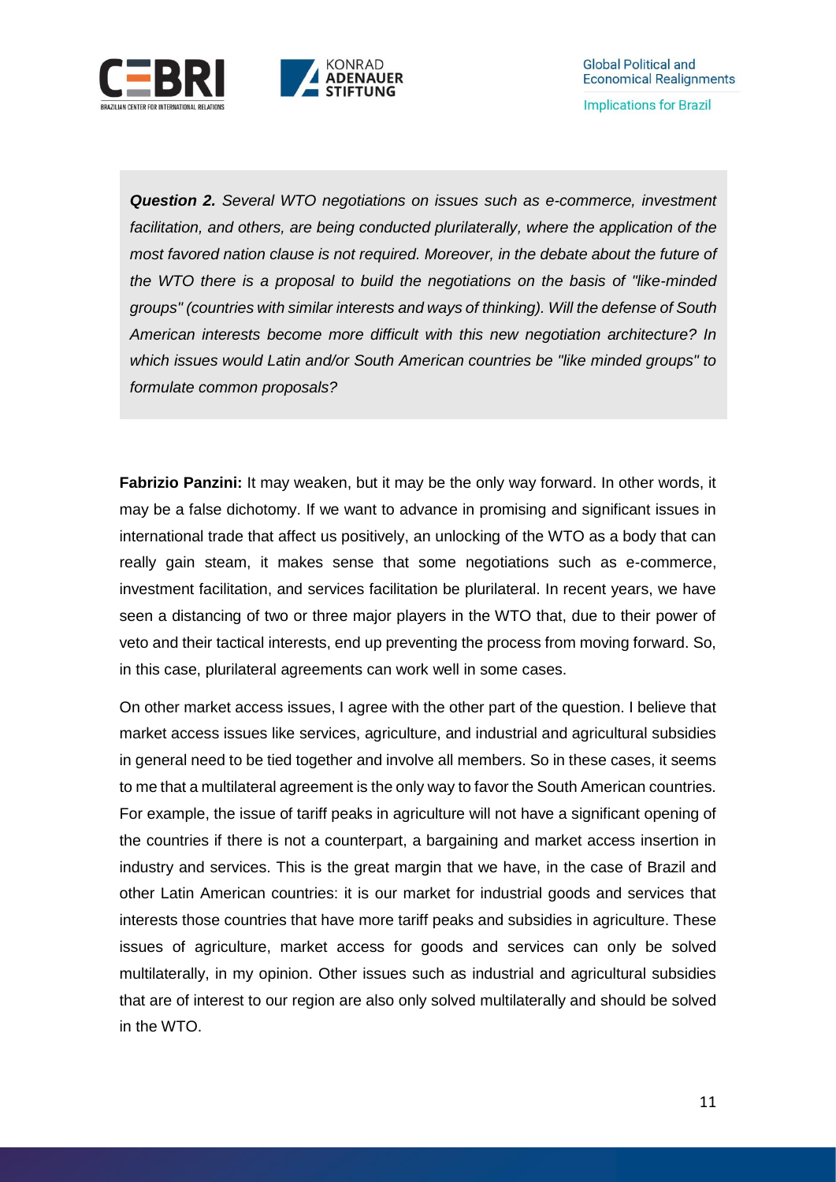*__Question 2.__ Several WTO negotiations on issues such as e-commerce, investment facilitation, and others, are being conducted plurilaterally, where the application of the most favored nation clause is not required. Moreover, in the debate about the future of the WTO there is a proposal to build the negotiations on the basis of "like-minded groups" (countries with similar interests and ways of thinking). Will the defense of South American interests become more difficult with this new negotiation architecture? In which issues would Latin and/or South American countries be "like minded groups" to formulate common proposals?*

**Fabrizio Panzini:** It may weaken, but it may be the only way forward. In other words, it may be a false dichotomy. If we want to advance in promising and significant issues in international trade that affect us positively, an unlocking of the WTO as a body that can really gain steam, it makes sense that some negotiations such as e-commerce, investment facilitation, and services facilitation be plurilateral. In recent years, we have seen a distancing of two or three major players in the WTO that, due to their power of veto and their tactical interests, end up preventing the process from moving forward. So, in this case, plurilateral agreements can work well in some cases.

On other market access issues, I agree with the other part of the question. I believe that market access issues like services, agriculture, and industrial and agricultural subsidies in general need to be tied together and involve all members. So in these cases, it seems to me that a multilateral agreement is the only way to favor the South American countries. For example, the issue of tariff peaks in agriculture will not have a significant opening of the countries if there is not a counterpart, a bargaining and market access insertion in industry and services. This is the great margin that we have, in the case of Brazil and other Latin American countries: it is our market for industrial goods and services that interests those countries that have more tariff peaks and subsidies in agriculture. These issues of agriculture, market access for goods and services can only be solved multilaterally, in my opinion. Other issues such as industrial and agricultural subsidies that are of interest to our region are also only solved multilaterally and should be solved in the WTO.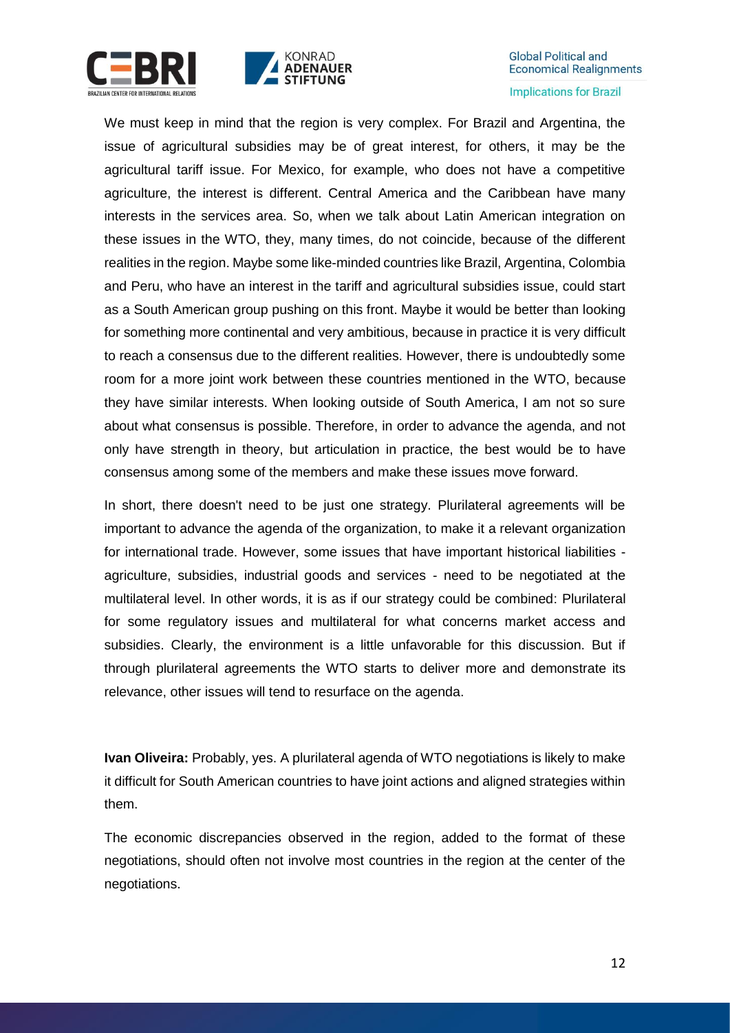We must keep in mind that the region is very complex. For Brazil and Argentina, the issue of agricultural subsidies may be of great interest, for others, it may be the agricultural tariff issue. For Mexico, for example, who does not have a competitive agriculture, the interest is different. Central America and the Caribbean have many interests in the services area. So, when we talk about Latin American integration on these issues in the WTO, they, many times, do not coincide, because of the different realities in the region. Maybe some like-minded countries like Brazil, Argentina, Colombia and Peru, who have an interest in the tariff and agricultural subsidies issue, could start as a South American group pushing on this front. Maybe it would be better than looking for something more continental and very ambitious, because in practice it is very difficult to reach a consensus due to the different realities. However, there is undoubtedly some room for a more joint work between these countries mentioned in the WTO, because they have similar interests. When looking outside of South America, I am not so sure about what consensus is possible. Therefore, in order to advance the agenda, and not only have strength in theory, but articulation in practice, the best would be to have consensus among some of the members and make these issues move forward.

In short, there doesn't need to be just one strategy. Plurilateral agreements will be important to advance the agenda of the organization, to make it a relevant organization for international trade. However, some issues that have important historical liabilities - agriculture, subsidies, industrial goods and services - need to be negotiated at the multilateral level. In other words, it is as if our strategy could be combined: Plurilateral for some regulatory issues and multilateral for what concerns market access and subsidies. Clearly, the environment is a little unfavorable for this discussion. But if through plurilateral agreements the WTO starts to deliver more and demonstrate its relevance, other issues will tend to resurface on the agenda.

**Ivan Oliveira:** Probably, yes. A plurilateral agenda of WTO negotiations is likely to make it difficult for South American countries to have joint actions and aligned strategies within them.

The economic discrepancies observed in the region, added to the format of these negotiations, should often not involve most countries in the region at the center of the negotiations.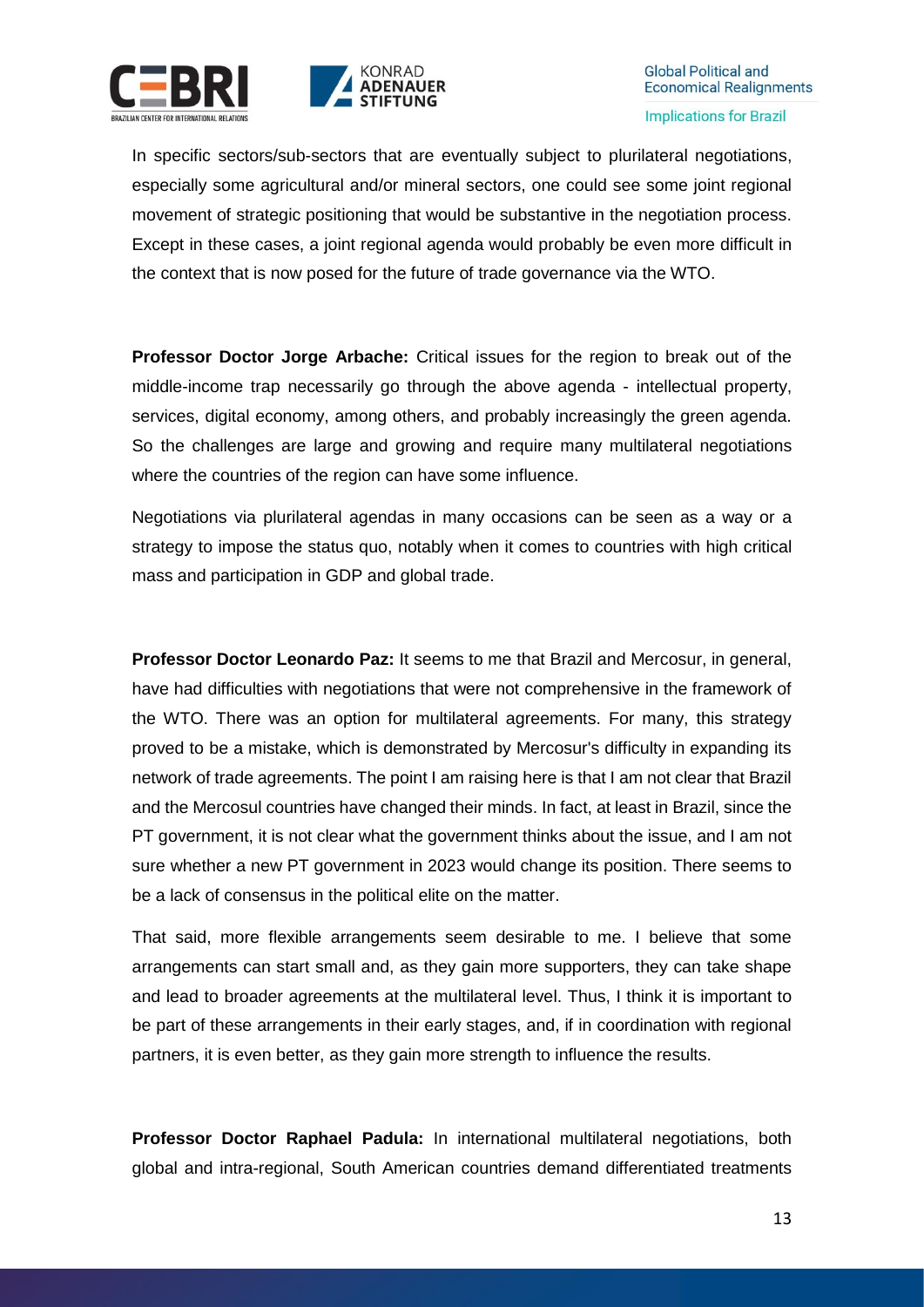In specific sectors/sub-sectors that are eventually subject to plurilateral negotiations, especially some agricultural and/or mineral sectors, one could see some joint regional movement of strategic positioning that would be substantive in the negotiation process. Except in these cases, a joint regional agenda would probably be even more difficult in the context that is now posed for the future of trade governance via the WTO.

**Professor Doctor Jorge Arbache:** Critical issues for the region to break out of the middle-income trap necessarily go through the above agenda - intellectual property, services, digital economy, among others, and probably increasingly the green agenda. So the challenges are large and growing and require many multilateral negotiations where the countries of the region can have some influence.

Negotiations via plurilateral agendas in many occasions can be seen as a way or a strategy to impose the status quo, notably when it comes to countries with high critical mass and participation in GDP and global trade.

**Professor Doctor Leonardo Paz:** It seems to me that Brazil and Mercosur, in general, have had difficulties with negotiations that were not comprehensive in the framework of the WTO. There was an option for multilateral agreements. For many, this strategy proved to be a mistake, which is demonstrated by Mercosur's difficulty in expanding its network of trade agreements. The point I am raising here is that I am not clear that Brazil and the Mercosul countries have changed their minds. In fact, at least in Brazil, since the PT government, it is not clear what the government thinks about the issue, and I am not sure whether a new PT government in 2023 would change its position. There seems to be a lack of consensus in the political elite on the matter.

That said, more flexible arrangements seem desirable to me. I believe that some arrangements can start small and, as they gain more supporters, they can take shape and lead to broader agreements at the multilateral level. Thus, I think it is important to be part of these arrangements in their early stages, and, if in coordination with regional partners, it is even better, as they gain more strength to influence the results.

**Professor Doctor Raphael Padula:** In international multilateral negotiations, both global and intra-regional, South American countries demand differentiated treatments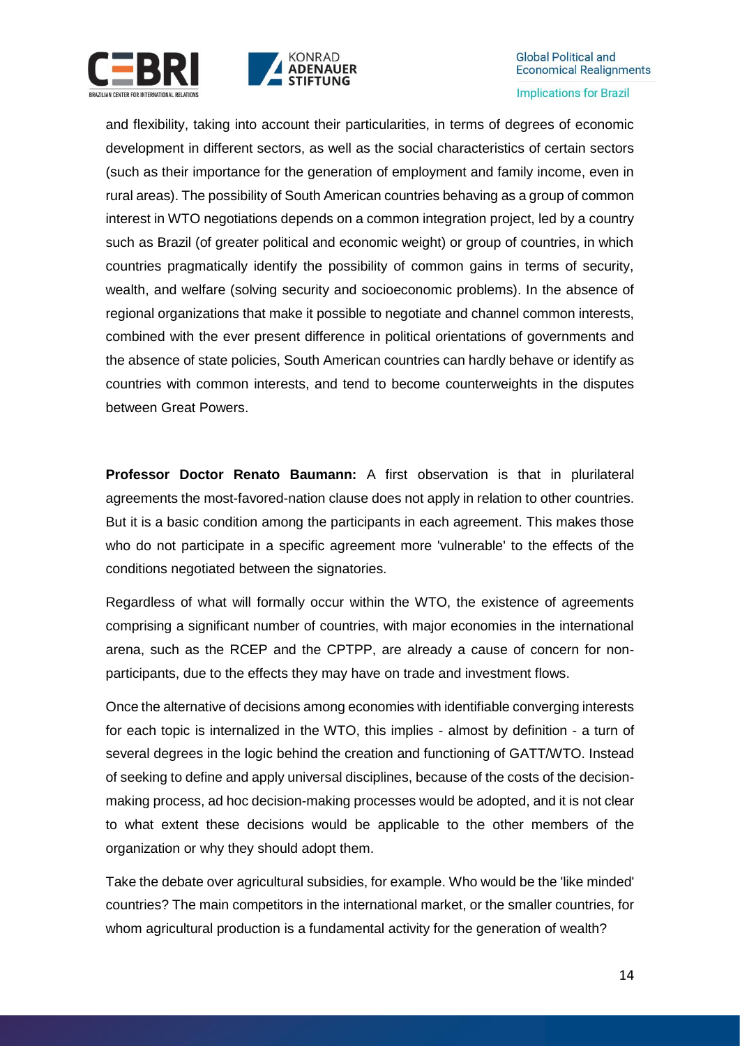and flexibility, taking into account their particularities, in terms of degrees of economic development in different sectors, as well as the social characteristics of certain sectors (such as their importance for the generation of employment and family income, even in rural areas). The possibility of South American countries behaving as a group of common interest in WTO negotiations depends on a common integration project, led by a country such as Brazil (of greater political and economic weight) or group of countries, in which countries pragmatically identify the possibility of common gains in terms of security, wealth, and welfare (solving security and socioeconomic problems). In the absence of regional organizations that make it possible to negotiate and channel common interests, combined with the ever present difference in political orientations of governments and the absence of state policies, South American countries can hardly behave or identify as countries with common interests, and tend to become counterweights in the disputes between Great Powers.

**Professor Doctor Renato Baumann:** A first observation is that in plurilateral agreements the most-favored-nation clause does not apply in relation to other countries. But it is a basic condition among the participants in each agreement. This makes those who do not participate in a specific agreement more 'vulnerable' to the effects of the conditions negotiated between the signatories.

Regardless of what will formally occur within the WTO, the existence of agreements comprising a significant number of countries, with major economies in the international arena, such as the RCEP and the CPTPP, are already a cause of concern for non-participants, due to the effects they may have on trade and investment flows.

Once the alternative of decisions among economies with identifiable converging interests for each topic is internalized in the WTO, this implies - almost by definition - a turn of several degrees in the logic behind the creation and functioning of GATT/WTO. Instead of seeking to define and apply universal disciplines, because of the costs of the decision-making process, ad hoc decision-making processes would be adopted, and it is not clear to what extent these decisions would be applicable to the other members of the organization or why they should adopt them.

Take the debate over agricultural subsidies, for example. Who would be the 'like minded' countries? The main competitors in the international market, or the smaller countries, for whom agricultural production is a fundamental activity for the generation of wealth?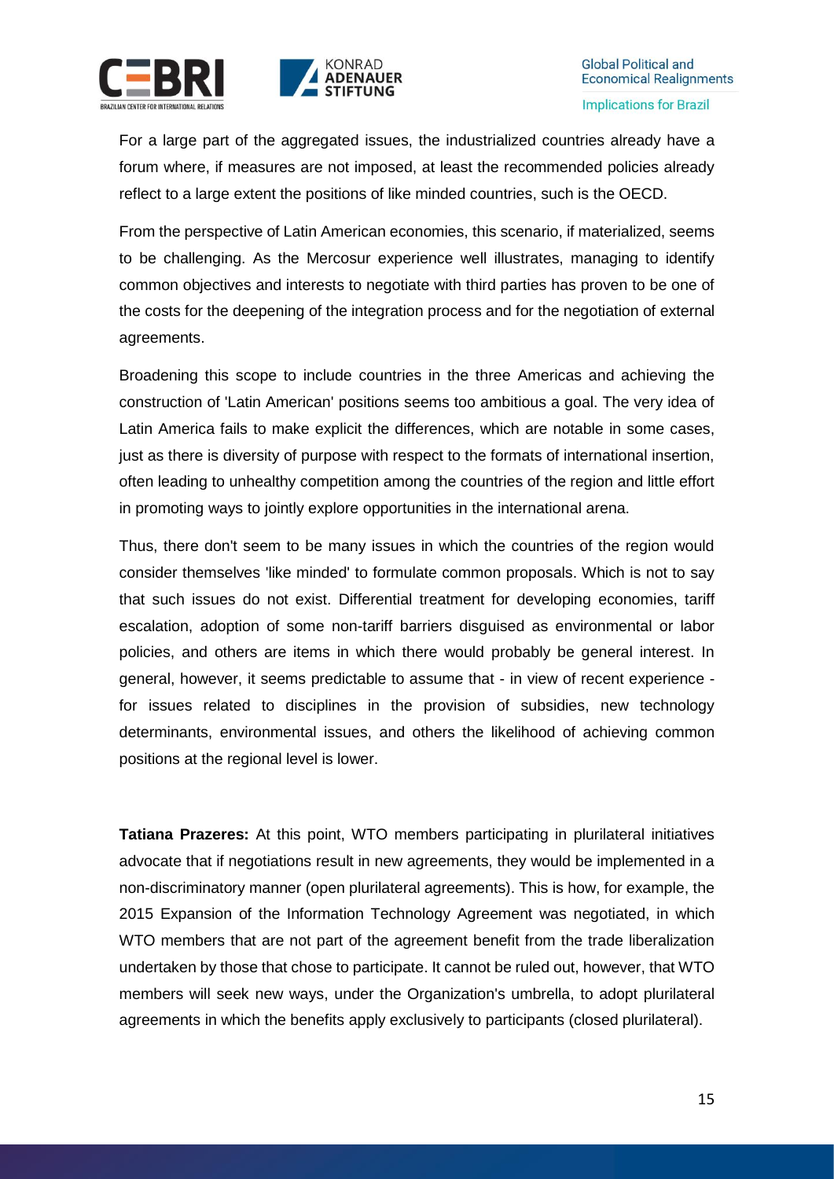For a large part of the aggregated issues, the industrialized countries already have a forum where, if measures are not imposed, at least the recommended policies already reflect to a large extent the positions of like minded countries, such is the OECD.

From the perspective of Latin American economies, this scenario, if materialized, seems to be challenging. As the Mercosur experience well illustrates, managing to identify common objectives and interests to negotiate with third parties has proven to be one of the costs for the deepening of the integration process and for the negotiation of external agreements.

Broadening this scope to include countries in the three Americas and achieving the construction of 'Latin American' positions seems too ambitious a goal. The very idea of Latin America fails to make explicit the differences, which are notable in some cases, just as there is diversity of purpose with respect to the formats of international insertion, often leading to unhealthy competition among the countries of the region and little effort in promoting ways to jointly explore opportunities in the international arena.

Thus, there don't seem to be many issues in which the countries of the region would consider themselves 'like minded' to formulate common proposals. Which is not to say that such issues do not exist. Differential treatment for developing economies, tariff escalation, adoption of some non-tariff barriers disguised as environmental or labor policies, and others are items in which there would probably be general interest. In general, however, it seems predictable to assume that - in view of recent experience - for issues related to disciplines in the provision of subsidies, new technology determinants, environmental issues, and others the likelihood of achieving common positions at the regional level is lower.

**Tatiana Prazeres:** At this point, WTO members participating in plurilateral initiatives advocate that if negotiations result in new agreements, they would be implemented in a non-discriminatory manner (open plurilateral agreements). This is how, for example, the 2015 Expansion of the Information Technology Agreement was negotiated, in which WTO members that are not part of the agreement benefit from the trade liberalization undertaken by those that chose to participate. It cannot be ruled out, however, that WTO members will seek new ways, under the Organization's umbrella, to adopt plurilateral agreements in which the benefits apply exclusively to participants (closed plurilateral).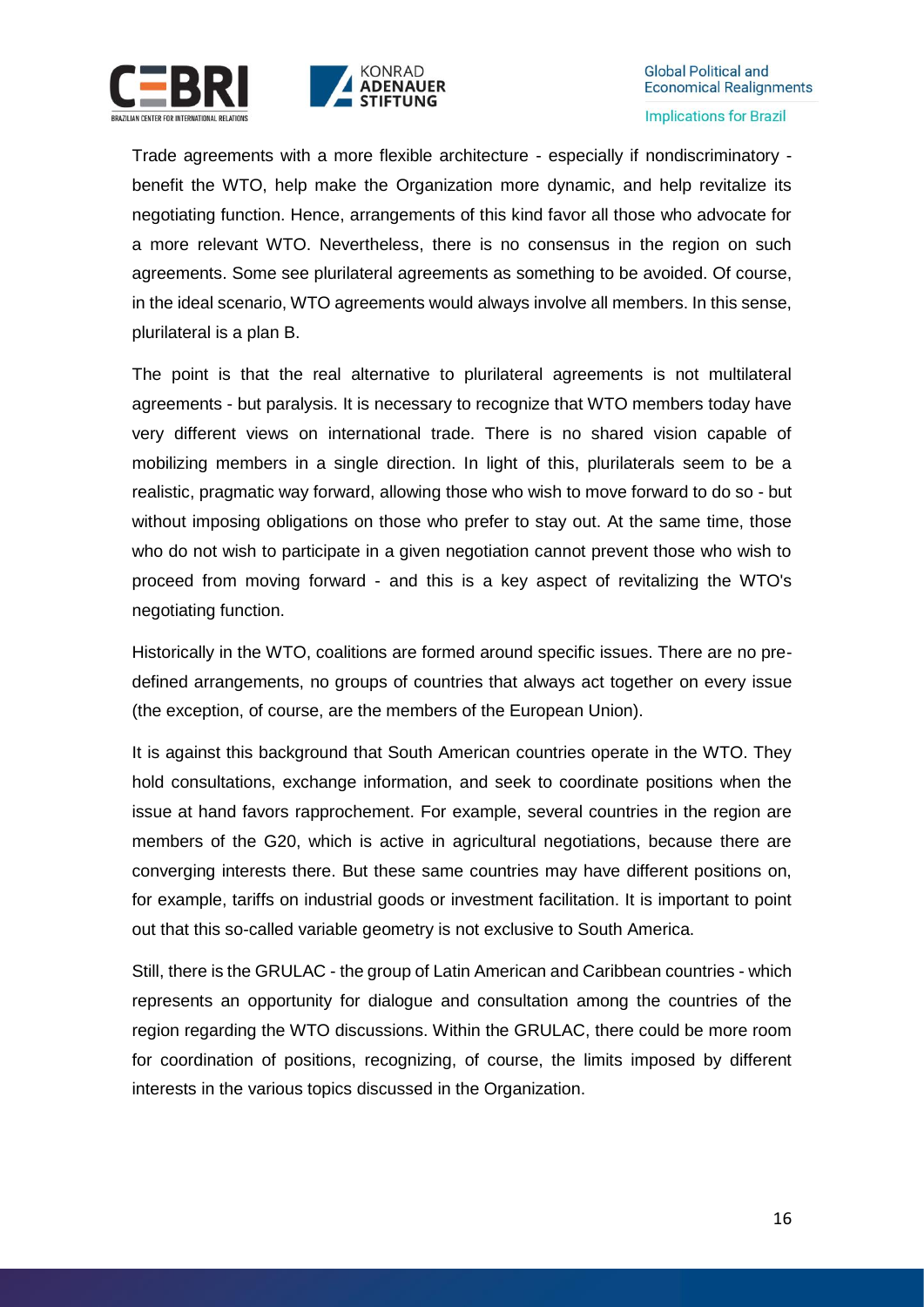Trade agreements with a more flexible architecture - especially if nondiscriminatory - benefit the WTO, help make the Organization more dynamic, and help revitalize its negotiating function. Hence, arrangements of this kind favor all those who advocate for a more relevant WTO. Nevertheless, there is no consensus in the region on such agreements. Some see plurilateral agreements as something to be avoided. Of course, in the ideal scenario, WTO agreements would always involve all members. In this sense, plurilateral is a plan B.

The point is that the real alternative to plurilateral agreements is not multilateral agreements - but paralysis. It is necessary to recognize that WTO members today have very different views on international trade. There is no shared vision capable of mobilizing members in a single direction. In light of this, plurilaterals seem to be a realistic, pragmatic way forward, allowing those who wish to move forward to do so - but without imposing obligations on those who prefer to stay out. At the same time, those who do not wish to participate in a given negotiation cannot prevent those who wish to proceed from moving forward - and this is a key aspect of revitalizing the WTO's negotiating function.

Historically in the WTO, coalitions are formed around specific issues. There are no pre-defined arrangements, no groups of countries that always act together on every issue (the exception, of course, are the members of the European Union).

It is against this background that South American countries operate in the WTO. They hold consultations, exchange information, and seek to coordinate positions when the issue at hand favors rapprochement. For example, several countries in the region are members of the G20, which is active in agricultural negotiations, because there are converging interests there. But these same countries may have different positions on, for example, tariffs on industrial goods or investment facilitation. It is important to point out that this so-called variable geometry is not exclusive to South America.

Still, there is the GRULAC - the group of Latin American and Caribbean countries - which represents an opportunity for dialogue and consultation among the countries of the region regarding the WTO discussions. Within the GRULAC, there could be more room for coordination of positions, recognizing, of course, the limits imposed by different interests in the various topics discussed in the Organization.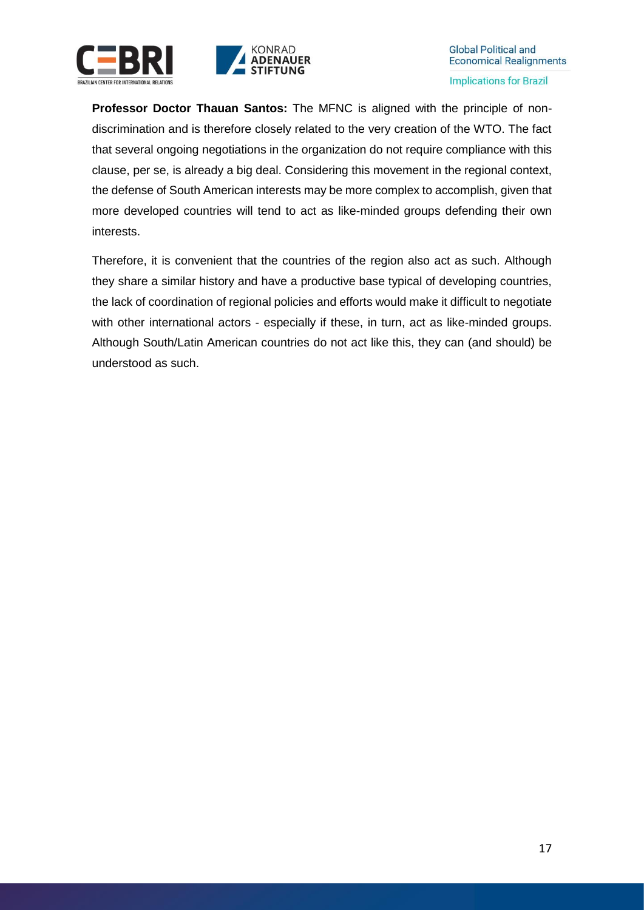**Professor Doctor Thauan Santos:** The MFNC is aligned with the principle of non-discrimination and is therefore closely related to the very creation of the WTO. The fact that several ongoing negotiations in the organization do not require compliance with this clause, per se, is already a big deal. Considering this movement in the regional context, the defense of South American interests may be more complex to accomplish, given that more developed countries will tend to act as like-minded groups defending their own interests.

Therefore, it is convenient that the countries of the region also act as such. Although they share a similar history and have a productive base typical of developing countries, the lack of coordination of regional policies and efforts would make it difficult to negotiate with other international actors - especially if these, in turn, act as like-minded groups. Although South/Latin American countries do not act like this, they can (and should) be understood as such.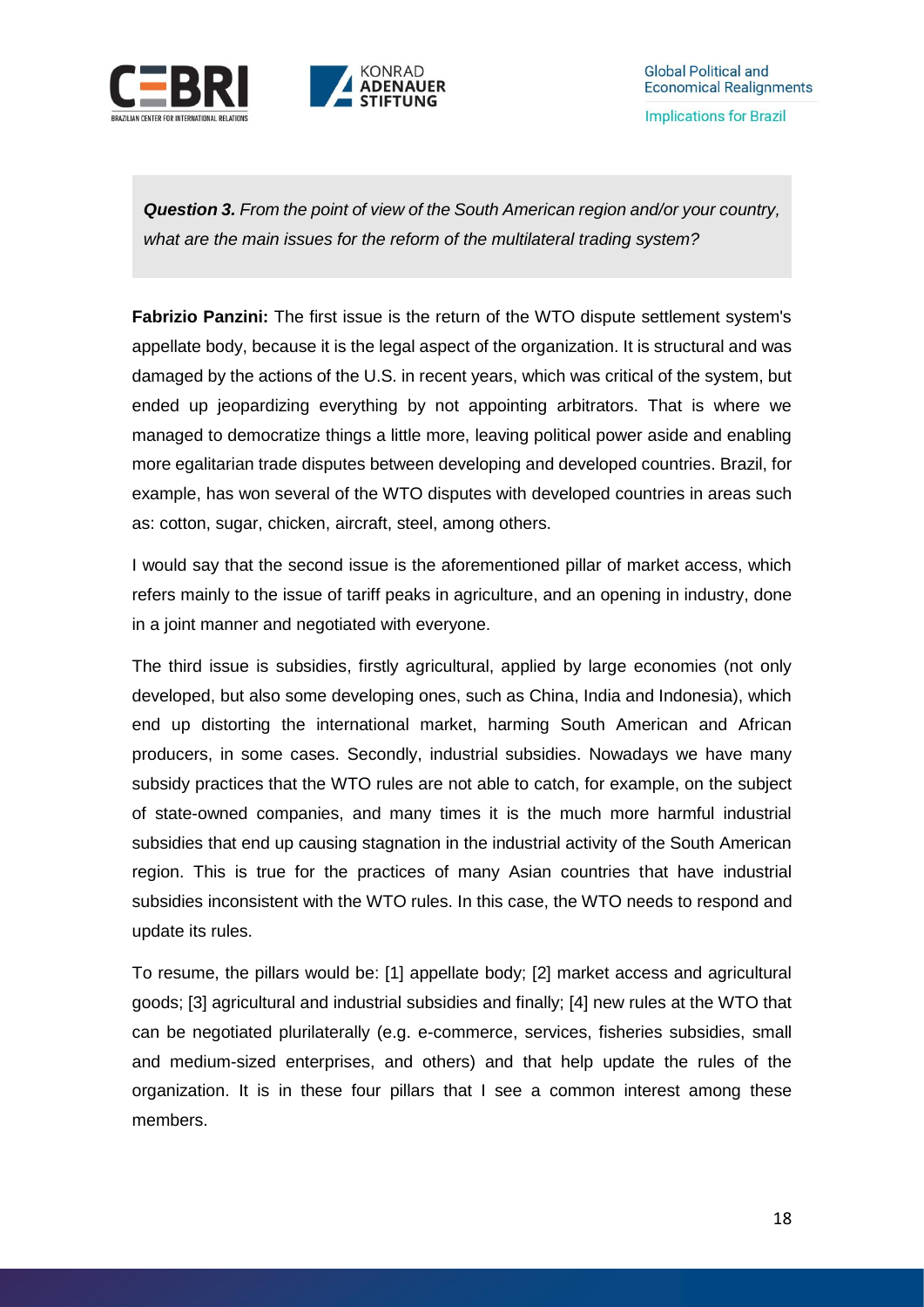***Question 3.*** *From the point of view of the South American region and/or your country, what are the main issues for the reform of the multilateral trading system?*

**Fabrizio Panzini:** The first issue is the return of the WTO dispute settlement system's appellate body, because it is the legal aspect of the organization. It is structural and was damaged by the actions of the U.S. in recent years, which was critical of the system, but ended up jeopardizing everything by not appointing arbitrators. That is where we managed to democratize things a little more, leaving political power aside and enabling more egalitarian trade disputes between developing and developed countries. Brazil, for example, has won several of the WTO disputes with developed countries in areas such as: cotton, sugar, chicken, aircraft, steel, among others.

I would say that the second issue is the aforementioned pillar of market access, which refers mainly to the issue of tariff peaks in agriculture, and an opening in industry, done in a joint manner and negotiated with everyone.

The third issue is subsidies, firstly agricultural, applied by large economies (not only developed, but also some developing ones, such as China, India and Indonesia), which end up distorting the international market, harming South American and African producers, in some cases. Secondly, industrial subsidies. Nowadays we have many subsidy practices that the WTO rules are not able to catch, for example, on the subject of state-owned companies, and many times it is the much more harmful industrial subsidies that end up causing stagnation in the industrial activity of the South American region. This is true for the practices of many Asian countries that have industrial subsidies inconsistent with the WTO rules. In this case, the WTO needs to respond and update its rules.

To resume, the pillars would be: [1] appellate body; [2] market access and agricultural goods; [3] agricultural and industrial subsidies and finally; [4] new rules at the WTO that can be negotiated plurilaterally (e.g. e-commerce, services, fisheries subsidies, small and medium-sized enterprises, and others) and that help update the rules of the organization. It is in these four pillars that I see a common interest among these members.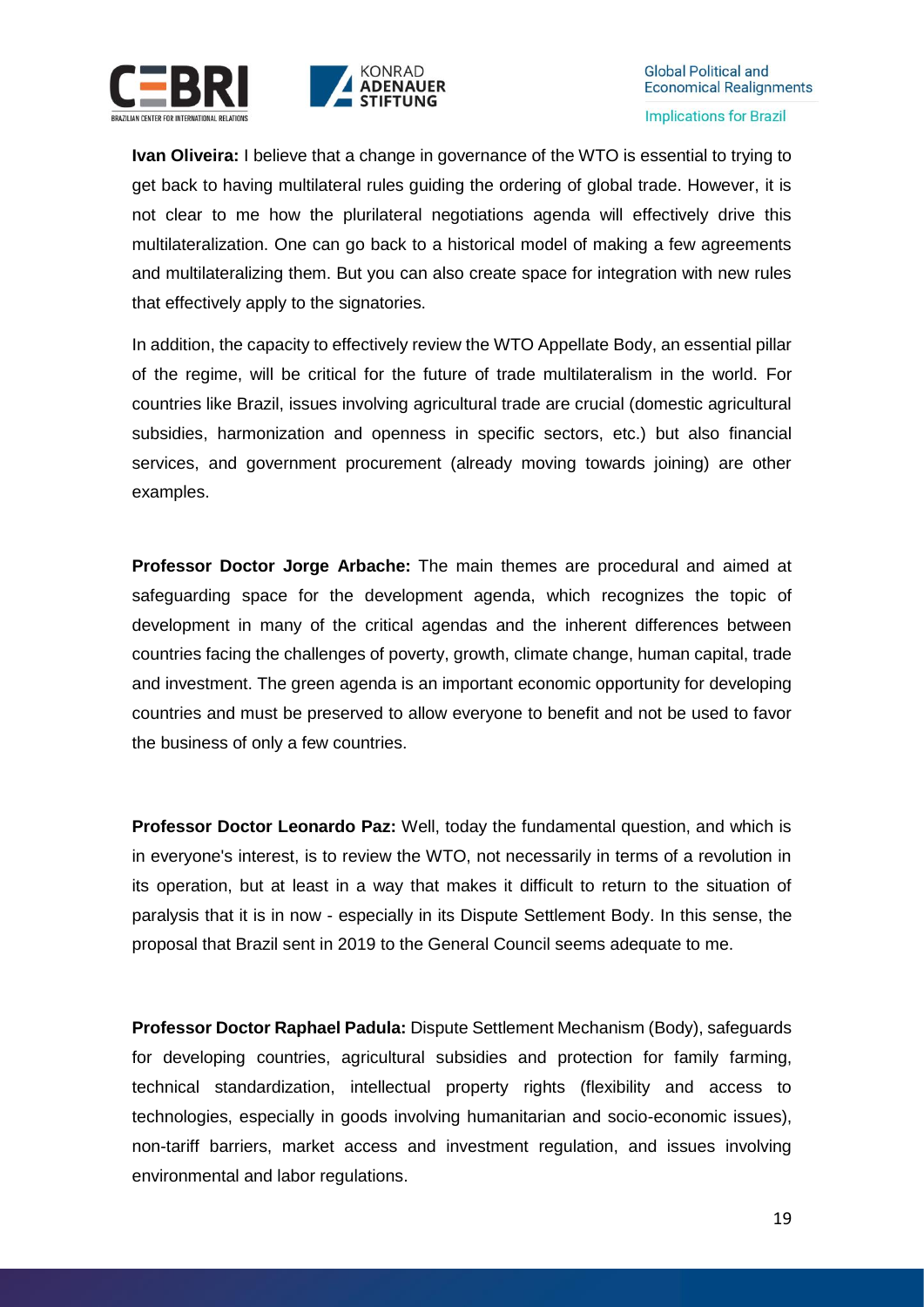**Ivan Oliveira:** I believe that a change in governance of the WTO is essential to trying to get back to having multilateral rules guiding the ordering of global trade. However, it is not clear to me how the plurilateral negotiations agenda will effectively drive this multilateralization. One can go back to a historical model of making a few agreements and multilateralizing them. But you can also create space for integration with new rules that effectively apply to the signatories.

In addition, the capacity to effectively review the WTO Appellate Body, an essential pillar of the regime, will be critical for the future of trade multilateralism in the world. For countries like Brazil, issues involving agricultural trade are crucial (domestic agricultural subsidies, harmonization and openness in specific sectors, etc.) but also financial services, and government procurement (already moving towards joining) are other examples.

**Professor Doctor Jorge Arbache:** The main themes are procedural and aimed at safeguarding space for the development agenda, which recognizes the topic of development in many of the critical agendas and the inherent differences between countries facing the challenges of poverty, growth, climate change, human capital, trade and investment. The green agenda is an important economic opportunity for developing countries and must be preserved to allow everyone to benefit and not be used to favor the business of only a few countries.

**Professor Doctor Leonardo Paz:** Well, today the fundamental question, and which is in everyone's interest, is to review the WTO, not necessarily in terms of a revolution in its operation, but at least in a way that makes it difficult to return to the situation of paralysis that it is in now - especially in its Dispute Settlement Body. In this sense, the proposal that Brazil sent in 2019 to the General Council seems adequate to me.

**Professor Doctor Raphael Padula:** Dispute Settlement Mechanism (Body), safeguards for developing countries, agricultural subsidies and protection for family farming, technical standardization, intellectual property rights (flexibility and access to technologies, especially in goods involving humanitarian and socio-economic issues), non-tariff barriers, market access and investment regulation, and issues involving environmental and labor regulations.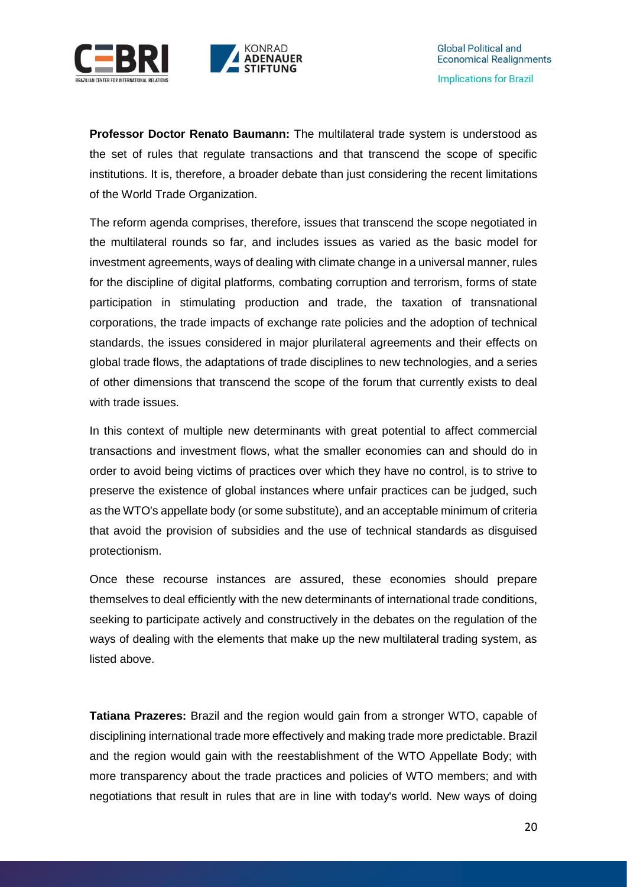**Professor Doctor Renato Baumann:** The multilateral trade system is understood as the set of rules that regulate transactions and that transcend the scope of specific institutions. It is, therefore, a broader debate than just considering the recent limitations of the World Trade Organization.

The reform agenda comprises, therefore, issues that transcend the scope negotiated in the multilateral rounds so far, and includes issues as varied as the basic model for investment agreements, ways of dealing with climate change in a universal manner, rules for the discipline of digital platforms, combating corruption and terrorism, forms of state participation in stimulating production and trade, the taxation of transnational corporations, the trade impacts of exchange rate policies and the adoption of technical standards, the issues considered in major plurilateral agreements and their effects on global trade flows, the adaptations of trade disciplines to new technologies, and a series of other dimensions that transcend the scope of the forum that currently exists to deal with trade issues.

In this context of multiple new determinants with great potential to affect commercial transactions and investment flows, what the smaller economies can and should do in order to avoid being victims of practices over which they have no control, is to strive to preserve the existence of global instances where unfair practices can be judged, such as the WTO's appellate body (or some substitute), and an acceptable minimum of criteria that avoid the provision of subsidies and the use of technical standards as disguised protectionism.

Once these recourse instances are assured, these economies should prepare themselves to deal efficiently with the new determinants of international trade conditions, seeking to participate actively and constructively in the debates on the regulation of the ways of dealing with the elements that make up the new multilateral trading system, as listed above.

**Tatiana Prazeres:** Brazil and the region would gain from a stronger WTO, capable of disciplining international trade more effectively and making trade more predictable. Brazil and the region would gain with the reestablishment of the WTO Appellate Body; with more transparency about the trade practices and policies of WTO members; and with negotiations that result in rules that are in line with today's world. New ways of doing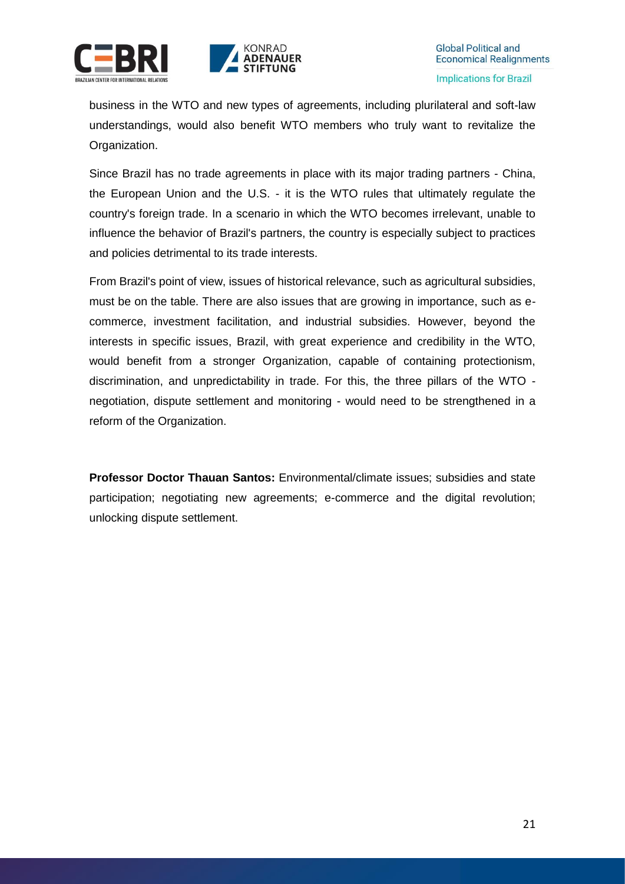business in the WTO and new types of agreements, including plurilateral and soft-law understandings, would also benefit WTO members who truly want to revitalize the Organization.

Since Brazil has no trade agreements in place with its major trading partners - China, the European Union and the U.S. - it is the WTO rules that ultimately regulate the country's foreign trade. In a scenario in which the WTO becomes irrelevant, unable to influence the behavior of Brazil's partners, the country is especially subject to practices and policies detrimental to its trade interests.

From Brazil's point of view, issues of historical relevance, such as agricultural subsidies, must be on the table. There are also issues that are growing in importance, such as e-commerce, investment facilitation, and industrial subsidies. However, beyond the interests in specific issues, Brazil, with great experience and credibility in the WTO, would benefit from a stronger Organization, capable of containing protectionism, discrimination, and unpredictability in trade. For this, the three pillars of the WTO - negotiation, dispute settlement and monitoring - would need to be strengthened in a reform of the Organization.

**Professor Doctor Thauan Santos:** Environmental/climate issues; subsidies and state participation; negotiating new agreements; e-commerce and the digital revolution; unlocking dispute settlement.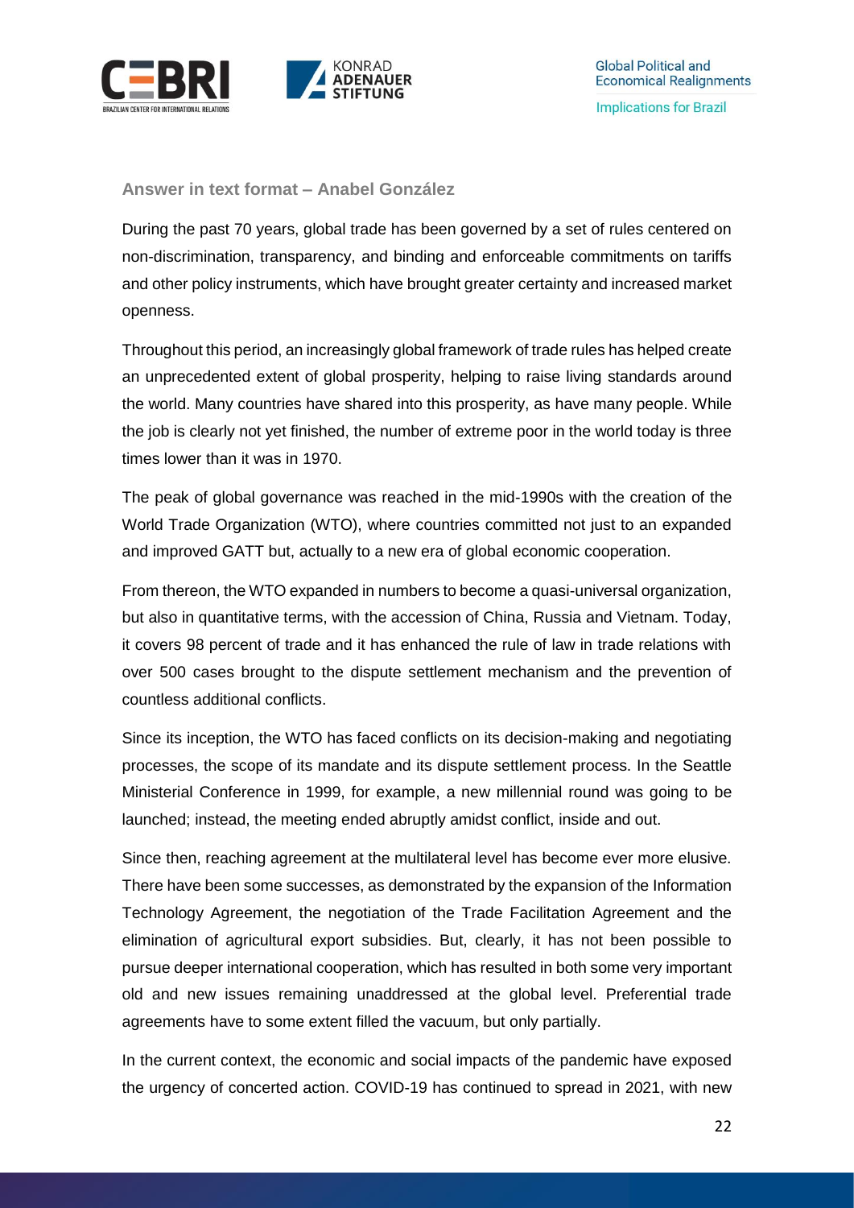### Answer in text format – Anabel González

During the past 70 years, global trade has been governed by a set of rules centered on non-discrimination, transparency, and binding and enforceable commitments on tariffs and other policy instruments, which have brought greater certainty and increased market openness.

Throughout this period, an increasingly global framework of trade rules has helped create an unprecedented extent of global prosperity, helping to raise living standards around the world. Many countries have shared into this prosperity, as have many people. While the job is clearly not yet finished, the number of extreme poor in the world today is three times lower than it was in 1970.

The peak of global governance was reached in the mid-1990s with the creation of the World Trade Organization (WTO), where countries committed not just to an expanded and improved GATT but, actually to a new era of global economic cooperation.

From thereon, the WTO expanded in numbers to become a quasi-universal organization, but also in quantitative terms, with the accession of China, Russia and Vietnam. Today, it covers 98 percent of trade and it has enhanced the rule of law in trade relations with over 500 cases brought to the dispute settlement mechanism and the prevention of countless additional conflicts.

Since its inception, the WTO has faced conflicts on its decision-making and negotiating processes, the scope of its mandate and its dispute settlement process. In the Seattle Ministerial Conference in 1999, for example, a new millennial round was going to be launched; instead, the meeting ended abruptly amidst conflict, inside and out.

Since then, reaching agreement at the multilateral level has become ever more elusive. There have been some successes, as demonstrated by the expansion of the Information Technology Agreement, the negotiation of the Trade Facilitation Agreement and the elimination of agricultural export subsidies. But, clearly, it has not been possible to pursue deeper international cooperation, which has resulted in both some very important old and new issues remaining unaddressed at the global level. Preferential trade agreements have to some extent filled the vacuum, but only partially.

In the current context, the economic and social impacts of the pandemic have exposed the urgency of concerted action. COVID-19 has continued to spread in 2021, with new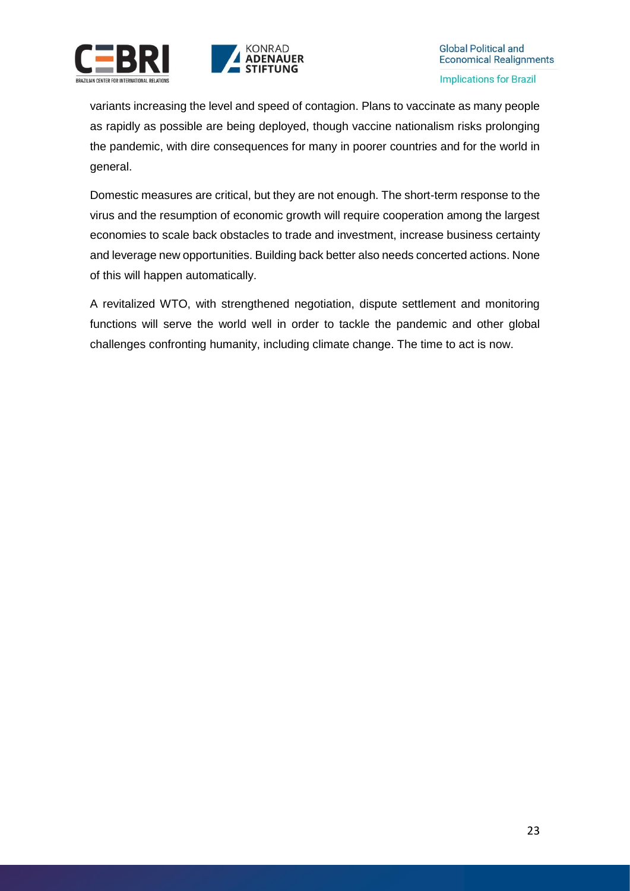variants increasing the level and speed of contagion. Plans to vaccinate as many people as rapidly as possible are being deployed, though vaccine nationalism risks prolonging the pandemic, with dire consequences for many in poorer countries and for the world in general.

Domestic measures are critical, but they are not enough. The short-term response to the virus and the resumption of economic growth will require cooperation among the largest economies to scale back obstacles to trade and investment, increase business certainty and leverage new opportunities. Building back better also needs concerted actions. None of this will happen automatically.

A revitalized WTO, with strengthened negotiation, dispute settlement and monitoring functions will serve the world well in order to tackle the pandemic and other global challenges confronting humanity, including climate change. The time to act is now.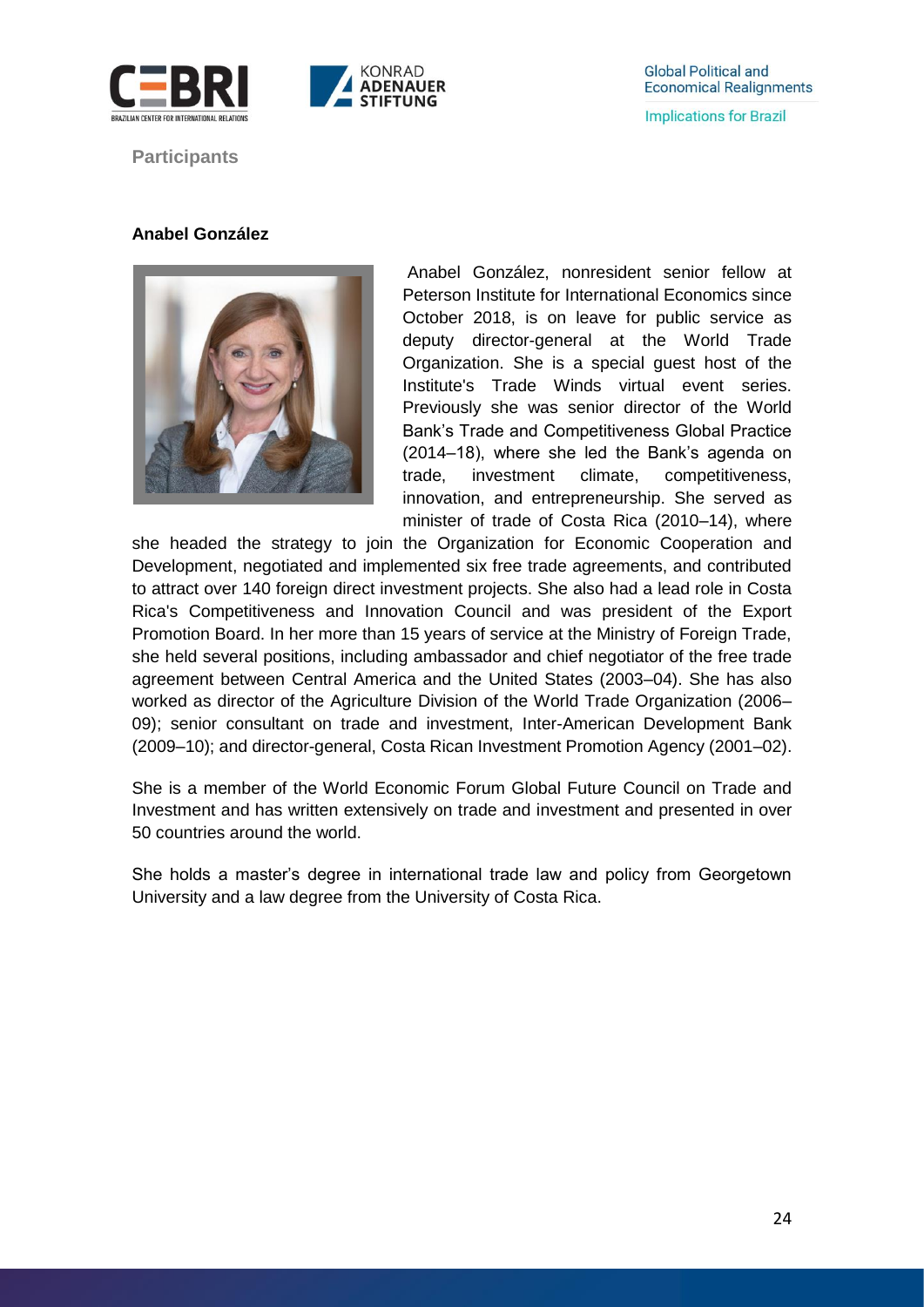## Participants

### Anabel González

Anabel González, nonresident senior fellow at Peterson Institute for International Economics since October 2018, is on leave for public service as deputy director-general at the World Trade Organization. She is a special guest host of the Institute's Trade Winds virtual event series. Previously she was senior director of the World Bank's Trade and Competitiveness Global Practice (2014–18), where she led the Bank's agenda on trade, investment climate, competitiveness, innovation, and entrepreneurship. She served as minister of trade of Costa Rica (2010–14), where she headed the strategy to join the Organization for Economic Cooperation and Development, negotiated and implemented six free trade agreements, and contributed to attract over 140 foreign direct investment projects. She also had a lead role in Costa Rica's Competitiveness and Innovation Council and was president of the Export Promotion Board. In her more than 15 years of service at the Ministry of Foreign Trade, she held several positions, including ambassador and chief negotiator of the free trade agreement between Central America and the United States (2003–04). She has also worked as director of the Agriculture Division of the World Trade Organization (2006–09); senior consultant on trade and investment, Inter-American Development Bank (2009–10); and director-general, Costa Rican Investment Promotion Agency (2001–02).

She is a member of the World Economic Forum Global Future Council on Trade and Investment and has written extensively on trade and investment and presented in over 50 countries around the world.

She holds a master's degree in international trade law and policy from Georgetown University and a law degree from the University of Costa Rica.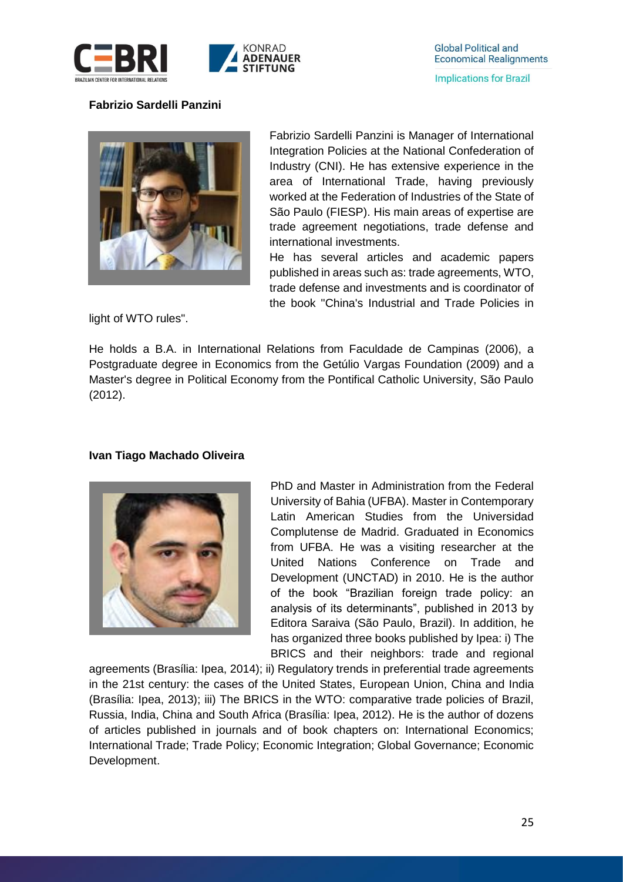**Fabrizio Sardelli Panzini**

Fabrizio Sardelli Panzini is Manager of International Integration Policies at the National Confederation of Industry (CNI). He has extensive experience in the area of International Trade, having previously worked at the Federation of Industries of the State of São Paulo (FIESP). His main areas of expertise are trade agreement negotiations, trade defense and international investments.

He has several articles and academic papers published in areas such as: trade agreements, WTO, trade defense and investments and is coordinator of the book "China's Industrial and Trade Policies in light of WTO rules".

He holds a B.A. in International Relations from Faculdade de Campinas (2006), a Postgraduate degree in Economics from the Getúlio Vargas Foundation (2009) and a Master's degree in Political Economy from the Pontifical Catholic University, São Paulo (2012).

**Ivan Tiago Machado Oliveira**

PhD and Master in Administration from the Federal University of Bahia (UFBA). Master in Contemporary Latin American Studies from the Universidad Complutense de Madrid. Graduated in Economics from UFBA. He was a visiting researcher at the United Nations Conference on Trade and Development (UNCTAD) in 2010. He is the author of the book "Brazilian foreign trade policy: an analysis of its determinants", published in 2013 by Editora Saraiva (São Paulo, Brazil). In addition, he has organized three books published by Ipea: i) The BRICS and their neighbors: trade and regional agreements (Brasília: Ipea, 2014); ii) Regulatory trends in preferential trade agreements in the 21st century: the cases of the United States, European Union, China and India (Brasília: Ipea, 2013); iii) The BRICS in the WTO: comparative trade policies of Brazil, Russia, India, China and South Africa (Brasília: Ipea, 2012). He is the author of dozens of articles published in journals and of book chapters on: International Economics; International Trade; Trade Policy; Economic Integration; Global Governance; Economic Development.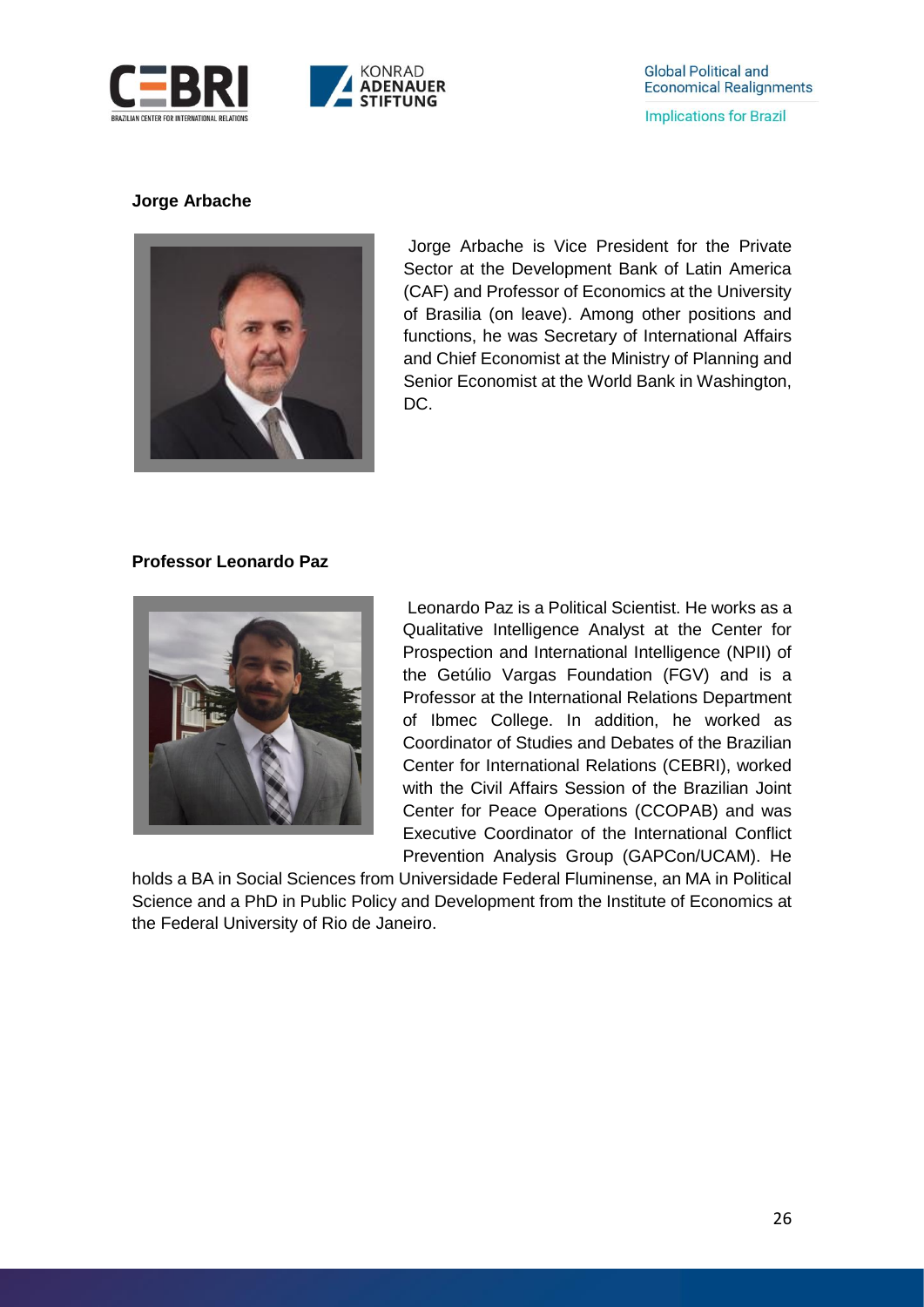**Jorge Arbache**

Jorge Arbache is Vice President for the Private Sector at the Development Bank of Latin America (CAF) and Professor of Economics at the University of Brasilia (on leave). Among other positions and functions, he was Secretary of International Affairs and Chief Economist at the Ministry of Planning and Senior Economist at the World Bank in Washington, DC.

**Professor Leonardo Paz**

Leonardo Paz is a Political Scientist. He works as a Qualitative Intelligence Analyst at the Center for Prospection and International Intelligence (NPII) of the Getúlio Vargas Foundation (FGV) and is a Professor at the International Relations Department of Ibmec College. In addition, he worked as Coordinator of Studies and Debates of the Brazilian Center for International Relations (CEBRI), worked with the Civil Affairs Session of the Brazilian Joint Center for Peace Operations (CCOPAB) and was Executive Coordinator of the International Conflict Prevention Analysis Group (GAPCon/UCAM). He holds a BA in Social Sciences from Universidade Federal Fluminense, an MA in Political Science and a PhD in Public Policy and Development from the Institute of Economics at the Federal University of Rio de Janeiro.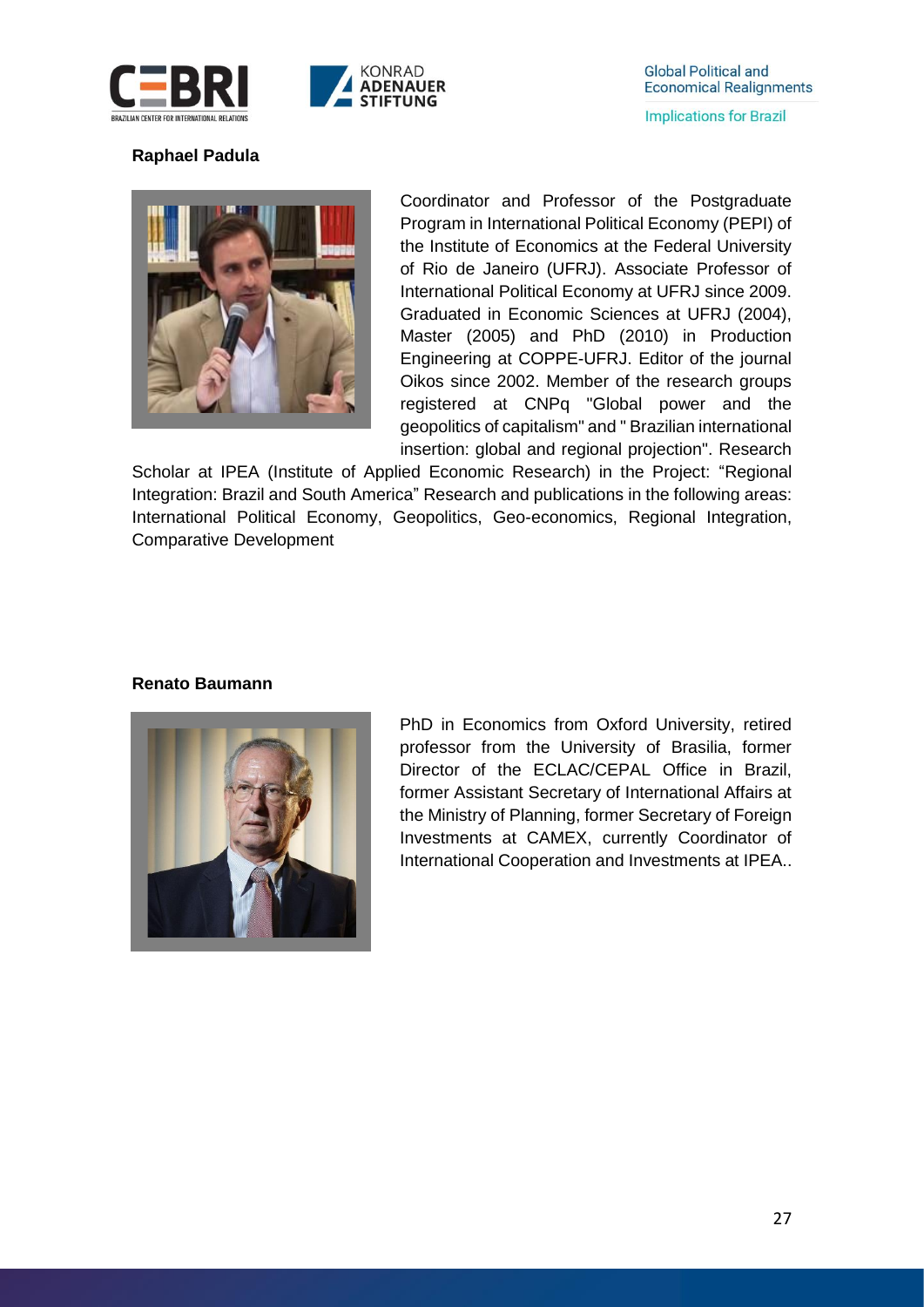**Raphael Padula**

Coordinator and Professor of the Postgraduate Program in International Political Economy (PEPI) of the Institute of Economics at the Federal University of Rio de Janeiro (UFRJ). Associate Professor of International Political Economy at UFRJ since 2009. Graduated in Economic Sciences at UFRJ (2004), Master (2005) and PhD (2010) in Production Engineering at COPPE-UFRJ. Editor of the journal Oikos since 2002. Member of the research groups registered at CNPq "Global power and the geopolitics of capitalism" and " Brazilian international insertion: global and regional projection". Research Scholar at IPEA (Institute of Applied Economic Research) in the Project: "Regional Integration: Brazil and South America" Research and publications in the following areas: International Political Economy, Geopolitics, Geo-economics, Regional Integration, Comparative Development

**Renato Baumann**

PhD in Economics from Oxford University, retired professor from the University of Brasilia, former Director of the ECLAC/CEPAL Office in Brazil, former Assistant Secretary of International Affairs at the Ministry of Planning, former Secretary of Foreign Investments at CAMEX, currently Coordinator of International Cooperation and Investments at IPEA..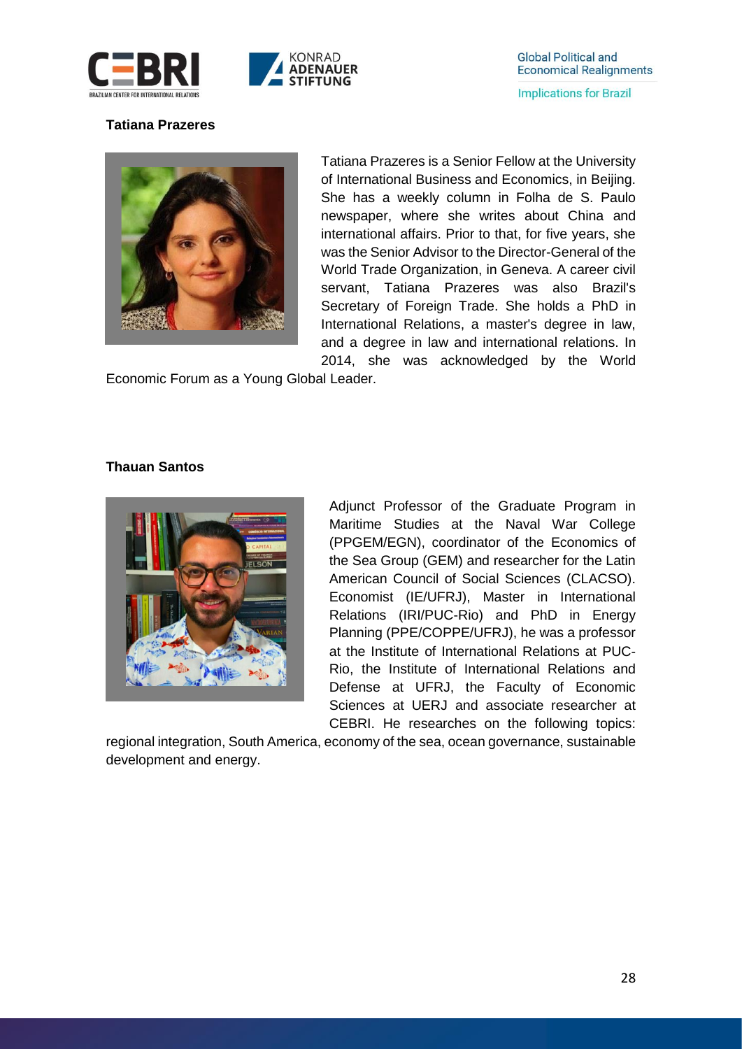**Tatiana Prazeres**

Tatiana Prazeres is a Senior Fellow at the University of International Business and Economics, in Beijing. She has a weekly column in Folha de S. Paulo newspaper, where she writes about China and international affairs. Prior to that, for five years, she was the Senior Advisor to the Director-General of the World Trade Organization, in Geneva. A career civil servant, Tatiana Prazeres was also Brazil's Secretary of Foreign Trade. She holds a PhD in International Relations, a master's degree in law, and a degree in law and international relations. In 2014, she was acknowledged by the World Economic Forum as a Young Global Leader.

**Thauan Santos**

Adjunct Professor of the Graduate Program in Maritime Studies at the Naval War College (PPGEM/EGN), coordinator of the Economics of the Sea Group (GEM) and researcher for the Latin American Council of Social Sciences (CLACSO). Economist (IE/UFRJ), Master in International Relations (IRI/PUC-Rio) and PhD in Energy Planning (PPE/COPPE/UFRJ), he was a professor at the Institute of International Relations at PUC-Rio, the Institute of International Relations and Defense at UFRJ, the Faculty of Economic Sciences at UERJ and associate researcher at CEBRI. He researches on the following topics: regional integration, South America, economy of the sea, ocean governance, sustainable development and energy.